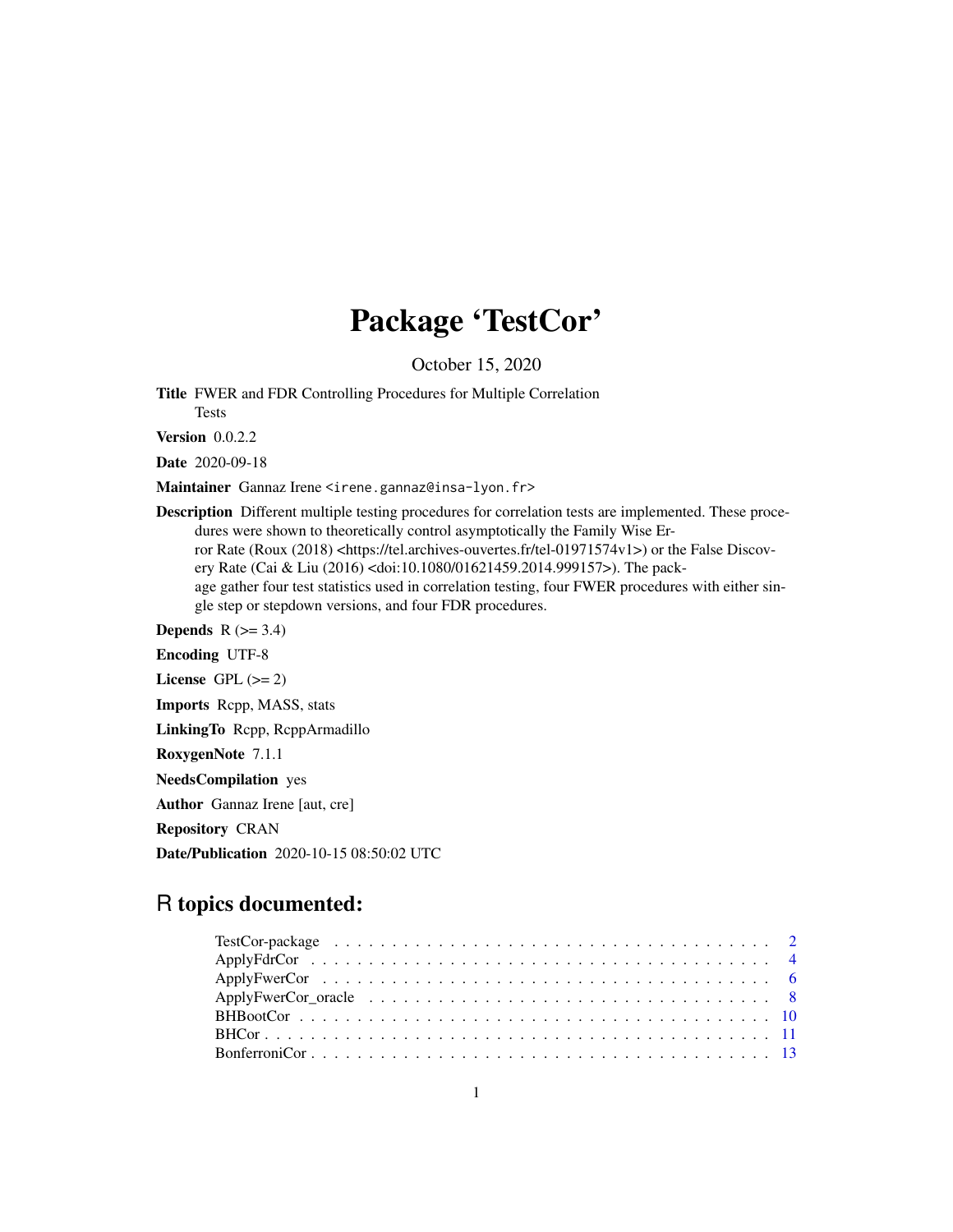# Package 'TestCor'

October 15, 2020

**Title** FWER and FDR Controlling Procedures for Multiple Correlation Tests

**Version** 0.0.2.2

**Date** 2020-09-18

**Maintainer** Gannaz Irene <irene.gannaz@insa-lyon.fr>

**Description** Different multiple testing procedures for correlation tests are implemented. These procedures were shown to theoretically control asymptotically the Family Wise Error Rate (Roux (2018) <https://tel.archives-ouvertes.fr/tel-01971574v1>) or the False Discovery Rate (Cai & Liu (2016) <doi:10.1080/01621459.2014.999157>). The package gather four test statistics used in correlation testing, four FWER procedures with either single step or stepdown versions, and four FDR procedures.

**Depends** R (>= 3.4)

**Encoding** UTF-8

**License** GPL (>= 2)

**Imports** Rcpp, MASS, stats

**LinkingTo** Rcpp, RcppArmadillo

**RoxygenNote** 7.1.1

**NeedsCompilation** yes

**Author** Gannaz Irene [aut, cre]

**Repository** CRAN

**Date/Publication** 2020-10-15 08:50:02 UTC

## R topics documented:

- TestCor-package . . . . . . . . . . . . . . . . . . . . . . . . . . . . . . . . . . . . . 2
- ApplyFdrCor . . . . . . . . . . . . . . . . . . . . . . . . . . . . . . . . . . . . . . . 4
- ApplyFwerCor . . . . . . . . . . . . . . . . . . . . . . . . . . . . . . . . . . . . . . 6
- ApplyFwerCor_oracle . . . . . . . . . . . . . . . . . . . . . . . . . . . . . . . . . . . 8
- BHBootCor . . . . . . . . . . . . . . . . . . . . . . . . . . . . . . . . . . . . . . . 10
- BHCor . . . . . . . . . . . . . . . . . . . . . . . . . . . . . . . . . . . . . . . . . 11
- BonferroniCor . . . . . . . . . . . . . . . . . . . . . . . . . . . . . . . . . . . . . . 13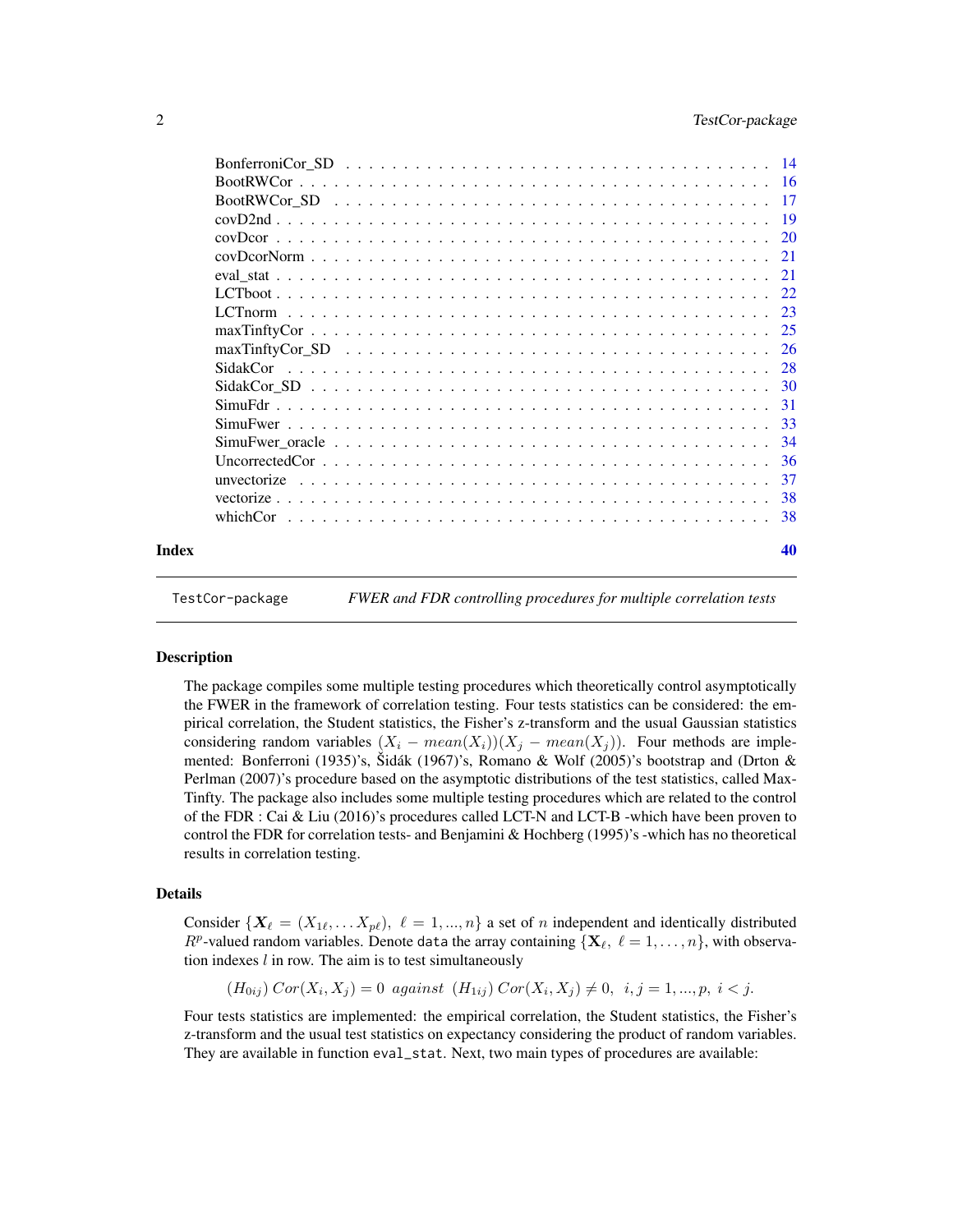| | |
|---|---|
| BonferroniCor_SD | 14 |
| BootRWCor | 16 |
| BootRWCor_SD | 17 |
| covD2nd | 19 |
| covDcor | 20 |
| covDcorNorm | 21 |
| eval_stat | 21 |
| LCTboot | 22 |
| LCTnorm | 23 |
| maxTinftyCor | 25 |
| maxTinftyCor_SD | 26 |
| SidakCor | 28 |
| SidakCor_SD | 30 |
| SimuFdr | 31 |
| SimuFwer | 33 |
| SimuFwer_oracle | 34 |
| UncorrectedCor | 36 |
| unvectorize | 37 |
| vectorize | 38 |
| whichCor | 38 |

**Index** 40

---

`TestCor-package` *FWER and FDR controlling procedures for multiple correlation tests*

---

### Description

The package compiles some multiple testing procedures which theoretically control asymptotically the FWER in the framework of correlation testing. Four tests statistics can be considered: the empirical correlation, the Student statistics, the Fisher's z-transform and the usual Gaussian statistics considering random variables $(X_i - mean(X_i))(X_j - mean(X_j))$. Four methods are implemented: Bonferroni (1935)'s, Šidák (1967)'s, Romano & Wolf (2005)'s bootstrap and (Drton & Perlman (2007)'s procedure based on the asymptotic distributions of the test statistics, called MaxTinfty. The package also includes some multiple testing procedures which are related to the control of the FDR : Cai & Liu (2016)'s procedures called LCT-N and LCT-B -which have been proven to control the FDR for correlation tests- and Benjamini & Hochberg (1995)'s -which has no theoretical results in correlation testing.

### Details

Consider $\{\boldsymbol{X}_\ell = (X_{1\ell}, \dots X_{p\ell}),\ \ell = 1, ..., n\}$ a set of $n$ independent and identically distributed $R^p$-valued random variables. Denote `data` the array containing $\{\mathbf{X}_\ell,\ \ell = 1, \dots, n\}$, with observation indexes $l$ in row. The aim is to test simultaneously

$$(H_{0ij})\ Cor(X_i, X_j) = 0\ \ against\ \ (H_{1ij})\ Cor(X_i, X_j) \neq 0,\ \ i, j = 1, ..., p,\ i < j.$$

Four tests statistics are implemented: the empirical correlation, the Student statistics, the Fisher's z-transform and the usual test statistics on expectancy considering the product of random variables. They are available in function `eval_stat`. Next, two main types of procedures are available: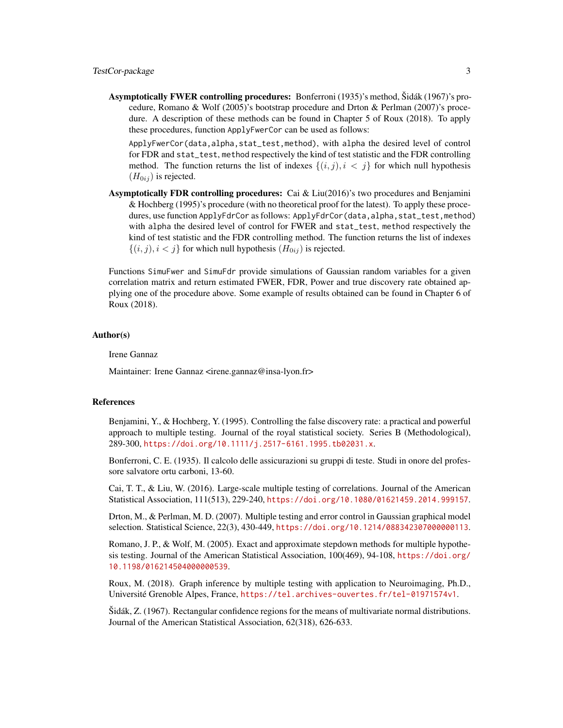**Asymptotically FWER controlling procedures:** Bonferroni (1935)'s method, Šidák (1967)'s procedure, Romano & Wolf (2005)'s bootstrap procedure and Drton & Perlman (2007)'s procedure. A description of these methods can be found in Chapter 5 of Roux (2018). To apply these procedures, function `ApplyFwerCor` can be used as follows:

`ApplyFwerCor(data,alpha,stat_test,method)`, with `alpha` the desired level of control for FDR and `stat_test`, `method` respectively the kind of test statistic and the FDR controlling method. The function returns the list of indexes $\{(i,j), i < j\}$ for which null hypothesis $(H_{0ij})$ is rejected.

**Asymptotically FDR controlling procedures:** Cai & Liu(2016)'s two procedures and Benjamini & Hochberg (1995)'s procedure (with no theoretical proof for the latest). To apply these procedures, use function `ApplyFdrCor` as follows: `ApplyFdrCor(data,alpha,stat_test,method)` with `alpha` the desired level of control for FWER and `stat_test`, `method` respectively the kind of test statistic and the FDR controlling method. The function returns the list of indexes $\{(i,j), i < j\}$ for which null hypothesis $(H_{0ij})$ is rejected.

Functions `SimuFwer` and `SimuFdr` provide simulations of Gaussian random variables for a given correlation matrix and return estimated FWER, FDR, Power and true discovery rate obtained applying one of the procedure above. Some example of results obtained can be found in Chapter 6 of Roux (2018).

## Author(s)

Irene Gannaz

Maintainer: Irene Gannaz <irene.gannaz@insa-lyon.fr>

## References

Benjamini, Y., & Hochberg, Y. (1995). Controlling the false discovery rate: a practical and powerful approach to multiple testing. Journal of the royal statistical society. Series B (Methodological), 289-300, https://doi.org/10.1111/j.2517-6161.1995.tb02031.x.

Bonferroni, C. E. (1935). Il calcolo delle assicurazioni su gruppi di teste. Studi in onore del professore salvatore ortu carboni, 13-60.

Cai, T. T., & Liu, W. (2016). Large-scale multiple testing of correlations. Journal of the American Statistical Association, 111(513), 229-240, https://doi.org/10.1080/01621459.2014.999157.

Drton, M., & Perlman, M. D. (2007). Multiple testing and error control in Gaussian graphical model selection. Statistical Science, 22(3), 430-449, https://doi.org/10.1214/088342307000000113.

Romano, J. P., & Wolf, M. (2005). Exact and approximate stepdown methods for multiple hypothesis testing. Journal of the American Statistical Association, 100(469), 94-108, https://doi.org/10.1198/016214504000000539.

Roux, M. (2018). Graph inference by multiple testing with application to Neuroimaging, Ph.D., Université Grenoble Alpes, France, https://tel.archives-ouvertes.fr/tel-01971574v1.

Šidák, Z. (1967). Rectangular confidence regions for the means of multivariate normal distributions. Journal of the American Statistical Association, 62(318), 626-633.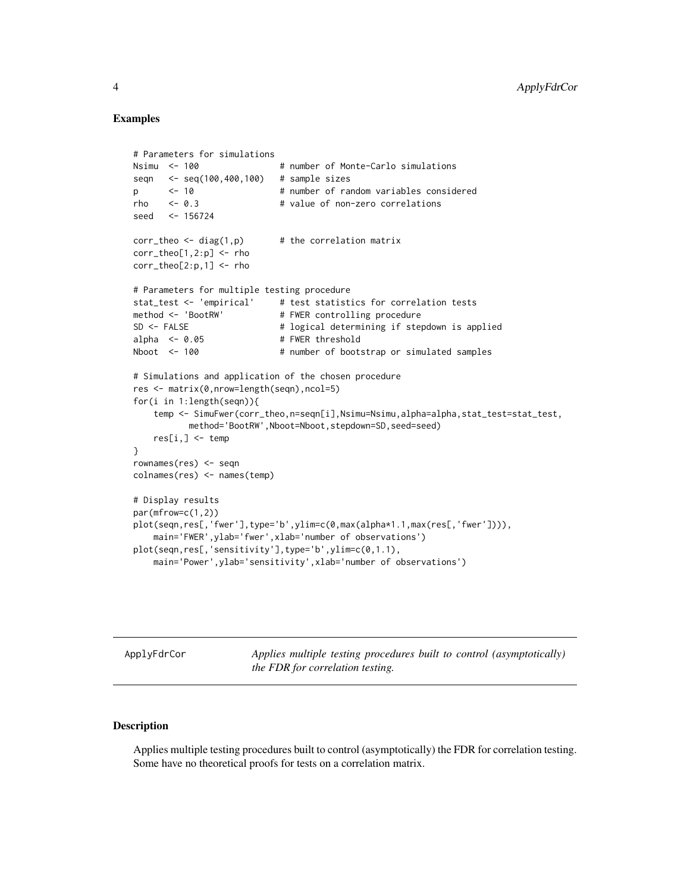### Examples

```
# Parameters for simulations
Nsimu  <- 100               # number of Monte-Carlo simulations
seqn   <- seq(100,400,100)  # sample sizes
p      <- 10                # number of random variables considered
rho    <- 0.3               # value of non-zero correlations
seed   <- 156724

corr_theo <- diag(1,p)       # the correlation matrix
corr_theo[1,2:p] <- rho
corr_theo[2:p,1] <- rho

# Parameters for multiple testing procedure
stat_test <- 'empirical'     # test statistics for correlation tests
method <- 'BootRW'           # FWER controlling procedure
SD <- FALSE                  # logical determining if stepdown is applied
alpha  <- 0.05               # FWER threshold
Nboot  <- 100                # number of bootstrap or simulated samples

# Simulations and application of the chosen procedure
res <- matrix(0,nrow=length(seqn),ncol=5)
for(i in 1:length(seqn)){
    temp <- SimuFwer(corr_theo,n=seqn[i],Nsimu=Nsimu,alpha=alpha,stat_test=stat_test,
           method='BootRW',Nboot=Nboot,stepdown=SD,seed=seed)
    res[i,] <- temp
}
rownames(res) <- seqn
colnames(res) <- names(temp)

# Display results
par(mfrow=c(1,2))
plot(seqn,res[,'fwer'],type='b',ylim=c(0,max(alpha*1.1,max(res[,'fwer']))),
    main='FWER',ylab='fwer',xlab='number of observations')
plot(seqn,res[,'sensitivity'],type='b',ylim=c(0,1.1),
    main='Power',ylab='sensitivity',xlab='number of observations')
```

---

## ApplyFdrCor — *Applies multiple testing procedures built to control (asymptotically) the FDR for correlation testing.*

---

### Description

Applies multiple testing procedures built to control (asymptotically) the FDR for correlation testing. Some have no theoretical proofs for tests on a correlation matrix.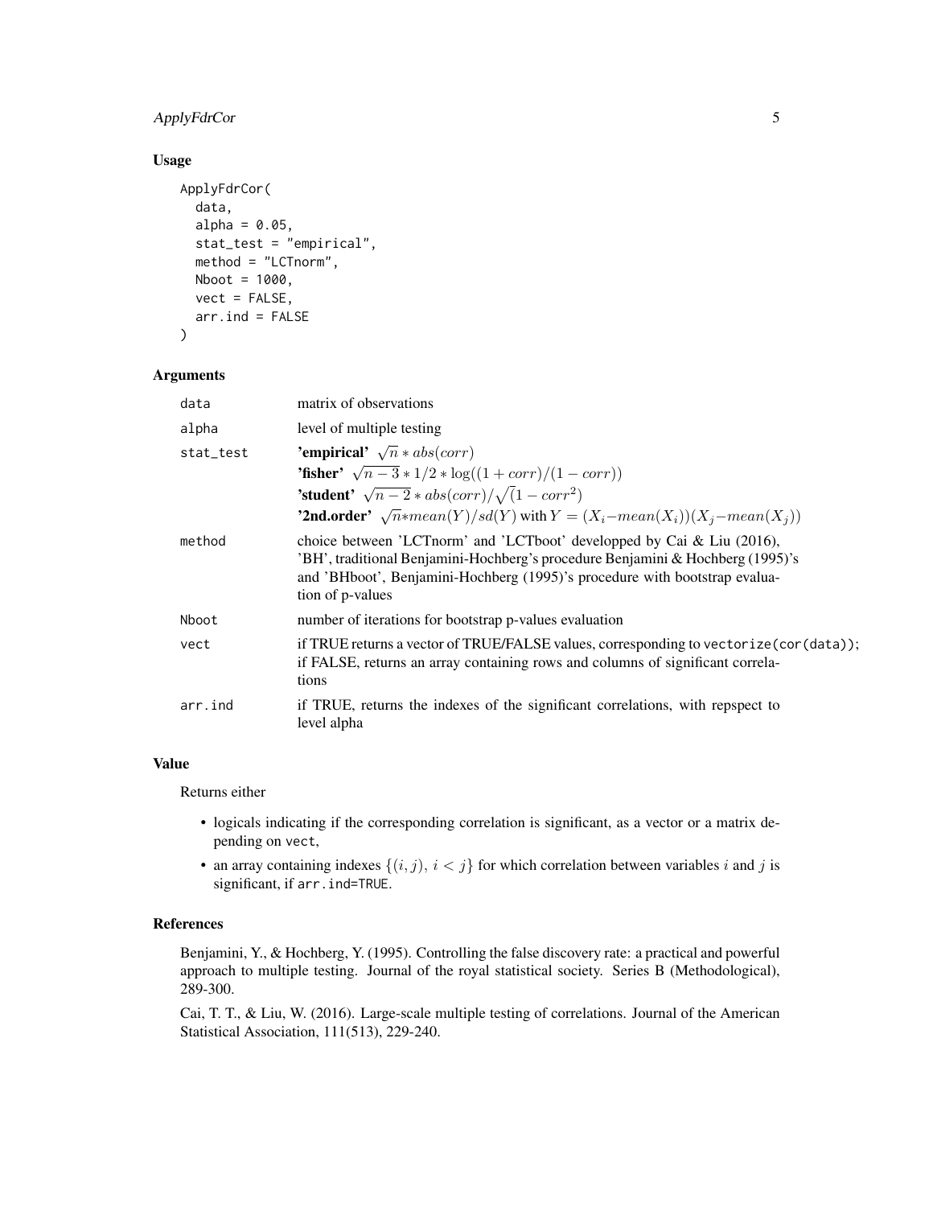### Usage

```
ApplyFdrCor(
  data,
  alpha = 0.05,
  stat_test = "empirical",
  method = "LCTnorm",
  Nboot = 1000,
  vect = FALSE,
  arr.ind = FALSE
)
```

### Arguments

| | |
|---|---|
| `data` | matrix of observations |
| `alpha` | level of multiple testing |
| `stat_test` | **'empirical'** $\sqrt{n} * abs(corr)$<br>**'fisher'** $\sqrt{n-3} * 1/2 * \log((1 + corr)/(1 - corr))$<br>**'student'** $\sqrt{n-2} * abs(corr)/\sqrt(1 - corr^2)$<br>**'2nd.order'** $\sqrt{n} * mean(Y)/sd(Y)$ with $Y = (X_i - mean(X_i))(X_j - mean(X_j))$ |
| `method` | choice between 'LCTnorm' and 'LCTboot' developped by Cai & Liu (2016), 'BH', traditional Benjamini-Hochberg's procedure Benjamini & Hochberg (1995)'s and 'BHboot', Benjamini-Hochberg (1995)'s procedure with bootstrap evaluation of p-values |
| `Nboot` | number of iterations for bootstrap p-values evaluation |
| `vect` | if TRUE returns a vector of TRUE/FALSE values, corresponding to `vectorize(cor(data))`; if FALSE, returns an array containing rows and columns of significant correlations |
| `arr.ind` | if TRUE, returns the indexes of the significant correlations, with repspect to level alpha |

### Value

Returns either

- logicals indicating if the corresponding correlation is significant, as a vector or a matrix depending on `vect`,
- an array containing indexes $\{(i, j),\ i < j\}$ for which correlation between variables $i$ and $j$ is significant, if `arr.ind=TRUE`.

### References

Benjamini, Y., & Hochberg, Y. (1995). Controlling the false discovery rate: a practical and powerful approach to multiple testing. Journal of the royal statistical society. Series B (Methodological), 289-300.

Cai, T. T., & Liu, W. (2016). Large-scale multiple testing of correlations. Journal of the American Statistical Association, 111(513), 229-240.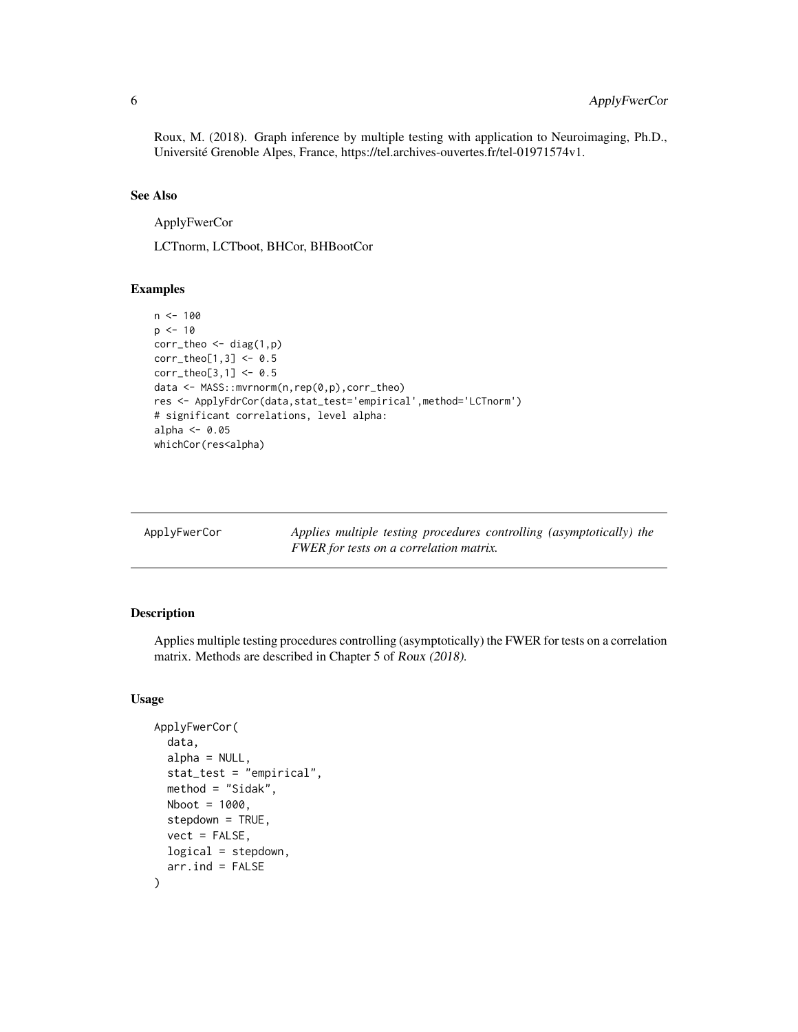Roux, M. (2018). Graph inference by multiple testing with application to Neuroimaging, Ph.D., Université Grenoble Alpes, France, https://tel.archives-ouvertes.fr/tel-01971574v1.

### See Also

ApplyFwerCor

LCTnorm, LCTboot, BHCor, BHBootCor

### Examples

```
n <- 100
p <- 10
corr_theo <- diag(1,p)
corr_theo[1,3] <- 0.5
corr_theo[3,1] <- 0.5
data <- MASS::mvrnorm(n,rep(0,p),corr_theo)
res <- ApplyFdrCor(data,stat_test='empirical',method='LCTnorm')
# significant correlations, level alpha:
alpha <- 0.05
whichCor(res<alpha)
```

---

## ApplyFwerCor

*Applies multiple testing procedures controlling (asymptotically) the FWER for tests on a correlation matrix.*

---

### Description

Applies multiple testing procedures controlling (asymptotically) the FWER for tests on a correlation matrix. Methods are described in Chapter 5 of *Roux (2018)*.

### Usage

```
ApplyFwerCor(
  data,
  alpha = NULL,
  stat_test = "empirical",
  method = "Sidak",
  Nboot = 1000,
  stepdown = TRUE,
  vect = FALSE,
  logical = stepdown,
  arr.ind = FALSE
)
```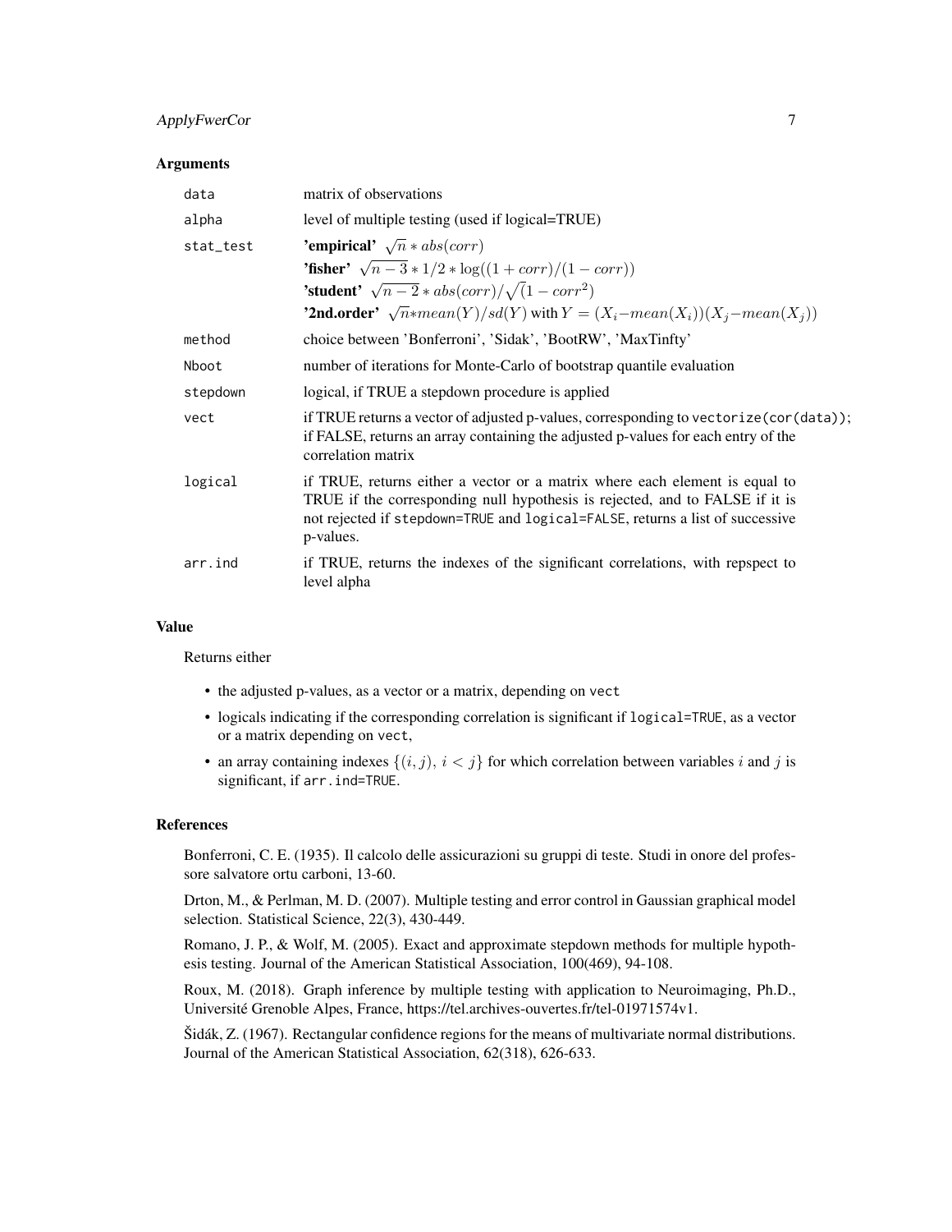### Arguments

| | |
|---|---|
| data | matrix of observations |
| alpha | level of multiple testing (used if logical=TRUE) |
| stat_test | **'empirical'** $\sqrt{n} * abs(corr)$<br>**'fisher'** $\sqrt{n-3} * 1/2 * \log((1 + corr)/(1 - corr))$<br>**'student'** $\sqrt{n-2} * abs(corr)/\sqrt{(}1 - corr^2)$<br>**'2nd.order'** $\sqrt{n}*mean(Y)/sd(Y)$ with $Y = (X_i - mean(X_i))(X_j - mean(X_j))$ |
| method | choice between 'Bonferroni', 'Sidak', 'BootRW', 'MaxTinfty' |
| Nboot | number of iterations for Monte-Carlo of bootstrap quantile evaluation |
| stepdown | logical, if TRUE a stepdown procedure is applied |
| vect | if TRUE returns a vector of adjusted p-values, corresponding to `vectorize(cor(data))`; if FALSE, returns an array containing the adjusted p-values for each entry of the correlation matrix |
| logical | if TRUE, returns either a vector or a matrix where each element is equal to TRUE if the corresponding null hypothesis is rejected, and to FALSE if it is not rejected if `stepdown=TRUE` and `logical=FALSE`, returns a list of successive p-values. |
| arr.ind | if TRUE, returns the indexes of the significant correlations, with repspect to level alpha |

### Value

Returns either

- the adjusted p-values, as a vector or a matrix, depending on `vect`
- logicals indicating if the corresponding correlation is significant if `logical=TRUE`, as a vector or a matrix depending on `vect`,
- an array containing indexes $\{(i, j),\ i < j\}$ for which correlation between variables $i$ and $j$ is significant, if `arr.ind=TRUE`.

### References

Bonferroni, C. E. (1935). Il calcolo delle assicurazioni su gruppi di teste. Studi in onore del professore salvatore ortu carboni, 13-60.

Drton, M., & Perlman, M. D. (2007). Multiple testing and error control in Gaussian graphical model selection. Statistical Science, 22(3), 430-449.

Romano, J. P., & Wolf, M. (2005). Exact and approximate stepdown methods for multiple hypothesis testing. Journal of the American Statistical Association, 100(469), 94-108.

Roux, M. (2018). Graph inference by multiple testing with application to Neuroimaging, Ph.D., Université Grenoble Alpes, France, https://tel.archives-ouvertes.fr/tel-01971574v1.

Šidák, Z. (1967). Rectangular confidence regions for the means of multivariate normal distributions. Journal of the American Statistical Association, 62(318), 626-633.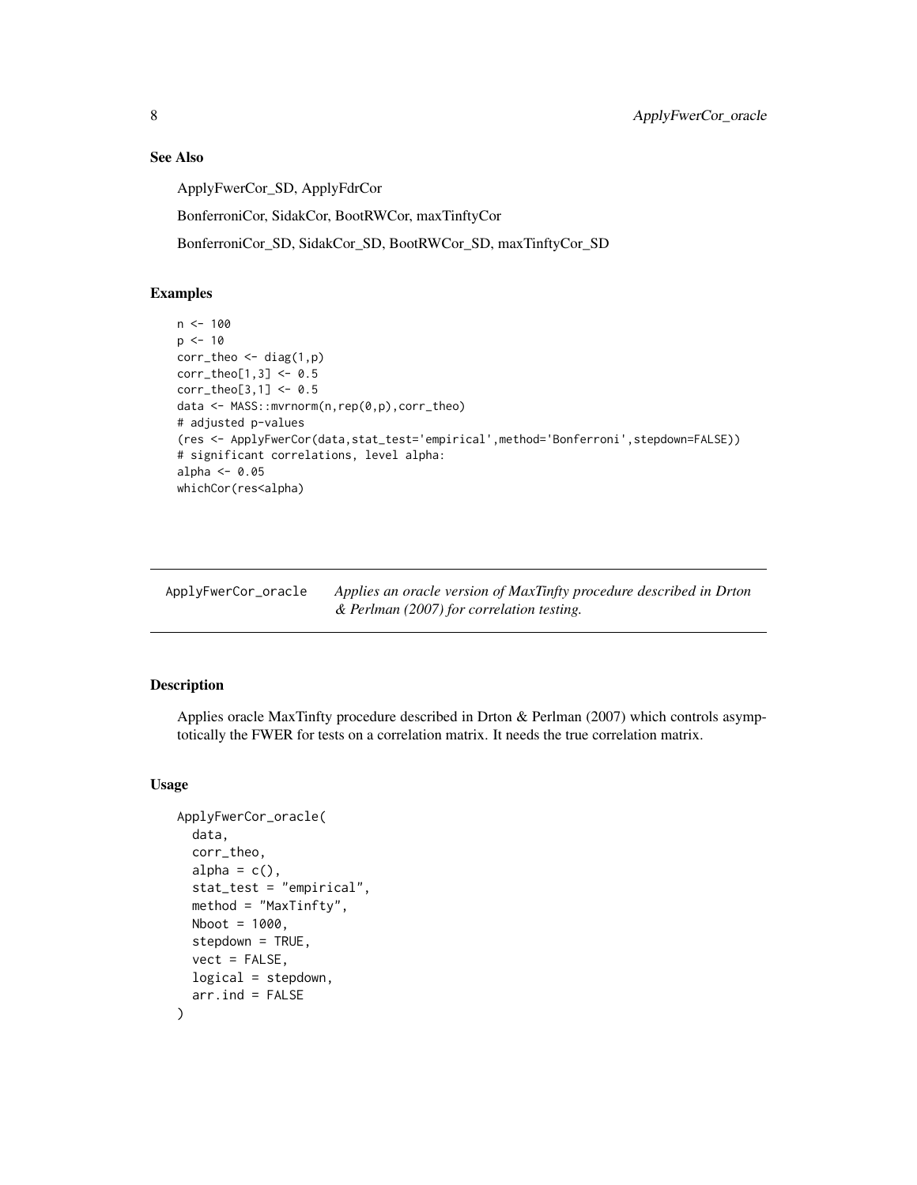### See Also

ApplyFwerCor_SD, ApplyFdrCor

BonferroniCor, SidakCor, BootRWCor, maxTinftyCor

BonferroniCor_SD, SidakCor_SD, BootRWCor_SD, maxTinftyCor_SD

### Examples

```
n <- 100
p <- 10
corr_theo <- diag(1,p)
corr_theo[1,3] <- 0.5
corr_theo[3,1] <- 0.5
data <- MASS::mvrnorm(n,rep(0,p),corr_theo)
# adjusted p-values
(res <- ApplyFwerCor(data,stat_test='empirical',method='Bonferroni',stepdown=FALSE))
# significant correlations, level alpha:
alpha <- 0.05
whichCor(res<alpha)
```

---

## ApplyFwerCor_oracle — *Applies an oracle version of MaxTinfty procedure described in Drton & Perlman (2007) for correlation testing.*

---

### Description

Applies oracle MaxTinfty procedure described in Drton & Perlman (2007) which controls asymptotically the FWER for tests on a correlation matrix. It needs the true correlation matrix.

### Usage

```
ApplyFwerCor_oracle(
  data,
  corr_theo,
  alpha = c(),
  stat_test = "empirical",
  method = "MaxTinfty",
  Nboot = 1000,
  stepdown = TRUE,
  vect = FALSE,
  logical = stepdown,
  arr.ind = FALSE
)
```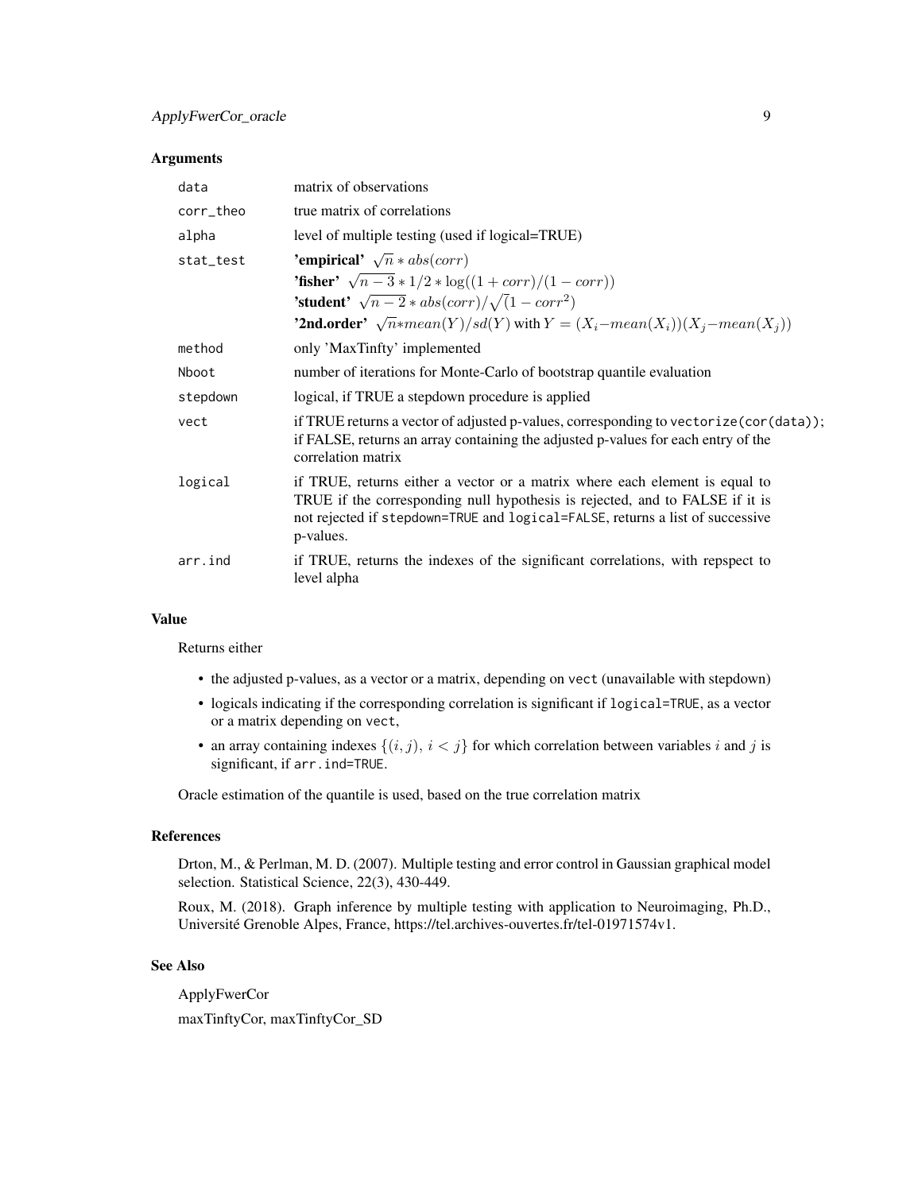### Arguments

| | |
|---|---|
| `data` | matrix of observations |
| `corr_theo` | true matrix of correlations |
| `alpha` | level of multiple testing (used if logical=TRUE) |
| `stat_test` | **'empirical'** $\sqrt{n} * abs(corr)$<br>**'fisher'** $\sqrt{n-3} * 1/2 * \log((1 + corr)/(1 - corr))$<br>**'student'** $\sqrt{n-2} * abs(corr)/\sqrt(1 - corr^2)$<br>**'2nd.order'** $\sqrt{n} * mean(Y)/sd(Y)$ with $Y = (X_i - mean(X_i))(X_j - mean(X_j))$ |
| `method` | only 'MaxTinfty' implemented |
| `Nboot` | number of iterations for Monte-Carlo of bootstrap quantile evaluation |
| `stepdown` | logical, if TRUE a stepdown procedure is applied |
| `vect` | if TRUE returns a vector of adjusted p-values, corresponding to `vectorize(cor(data))`; if FALSE, returns an array containing the adjusted p-values for each entry of the correlation matrix |
| `logical` | if TRUE, returns either a vector or a matrix where each element is equal to TRUE if the corresponding null hypothesis is rejected, and to FALSE if it is not rejected if `stepdown=TRUE` and `logical=FALSE`, returns a list of successive p-values. |
| `arr.ind` | if TRUE, returns the indexes of the significant correlations, with repspect to level alpha |

### Value

Returns either

- the adjusted p-values, as a vector or a matrix, depending on `vect` (unavailable with stepdown)
- logicals indicating if the corresponding correlation is significant if `logical=TRUE`, as a vector or a matrix depending on `vect`,
- an array containing indexes $\{(i, j),\ i < j\}$ for which correlation between variables $i$ and $j$ is significant, if `arr.ind=TRUE`.

Oracle estimation of the quantile is used, based on the true correlation matrix

### References

Drton, M., & Perlman, M. D. (2007). Multiple testing and error control in Gaussian graphical model selection. Statistical Science, 22(3), 430-449.

Roux, M. (2018). Graph inference by multiple testing with application to Neuroimaging, Ph.D., Université Grenoble Alpes, France, https://tel.archives-ouvertes.fr/tel-01971574v1.

### See Also

ApplyFwerCor

maxTinftyCor, maxTinftyCor_SD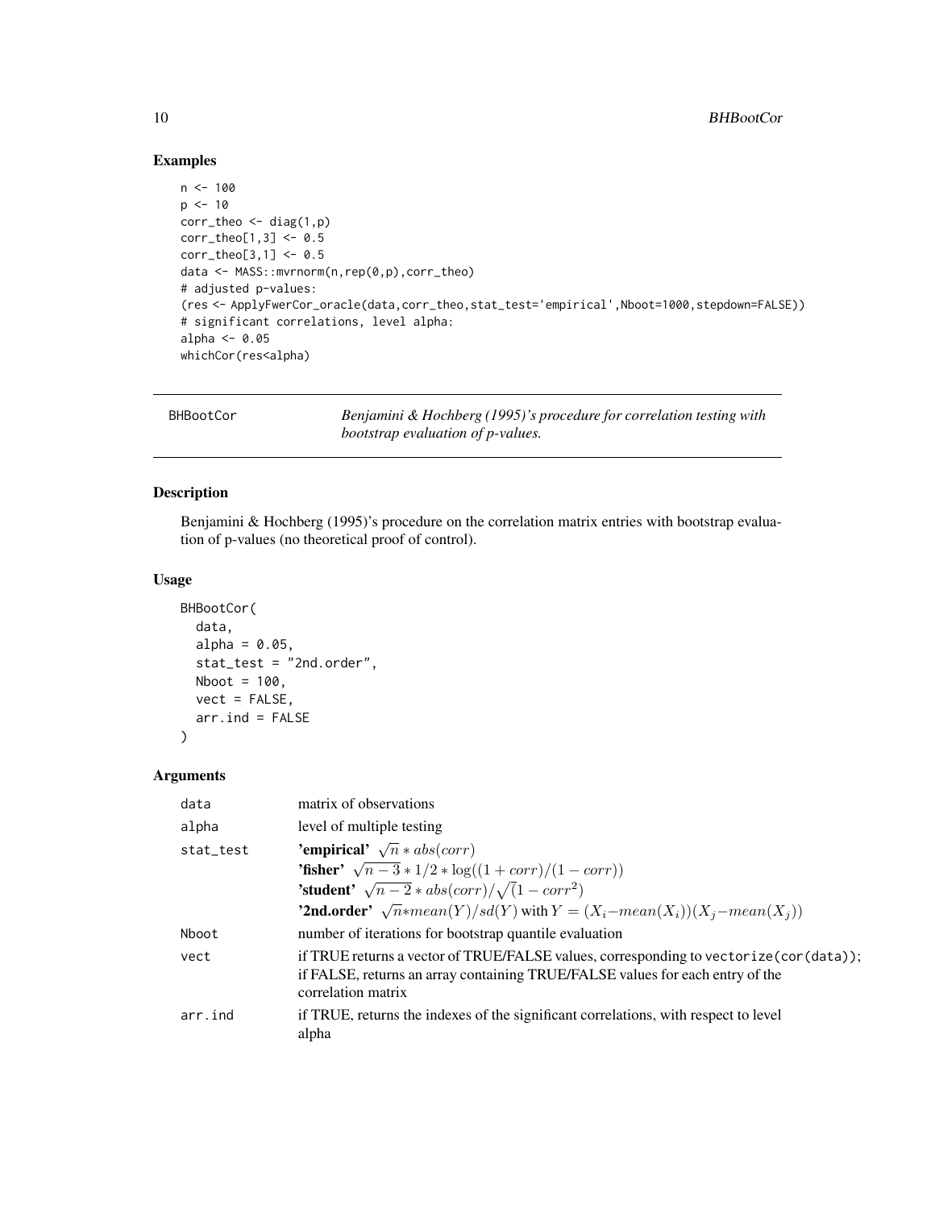## Examples

```
n <- 100
p <- 10
corr_theo <- diag(1,p)
corr_theo[1,3] <- 0.5
corr_theo[3,1] <- 0.5
data <- MASS::mvrnorm(n,rep(0,p),corr_theo)
# adjusted p-values:
(res <- ApplyFwerCor_oracle(data,corr_theo,stat_test='empirical',Nboot=1000,stepdown=FALSE))
# significant correlations, level alpha:
alpha <- 0.05
whichCor(res<alpha)
```

---

# BHBootCor — *Benjamini & Hochberg (1995)'s procedure for correlation testing with bootstrap evaluation of p-values.*

## Description

Benjamini & Hochberg (1995)'s procedure on the correlation matrix entries with bootstrap evaluation of p-values (no theoretical proof of control).

## Usage

```
BHBootCor(
  data,
  alpha = 0.05,
  stat_test = "2nd.order",
  Nboot = 100,
  vect = FALSE,
  arr.ind = FALSE
)
```

## Arguments

| | |
|---|---|
| data | matrix of observations |
| alpha | level of multiple testing |
| stat_test | **'empirical'** $\sqrt{n} * abs(corr)$<br>**'fisher'** $\sqrt{n-3} * 1/2 * \log((1+corr)/(1-corr))$<br>**'student'** $\sqrt{n-2} * abs(corr)/\sqrt{(}1-corr^2)$<br>**'2nd.order'** $\sqrt{n} * mean(Y)/sd(Y)$ with $Y = (X_i - mean(X_i))(X_j - mean(X_j))$ |
| Nboot | number of iterations for bootstrap quantile evaluation |
| vect | if TRUE returns a vector of TRUE/FALSE values, corresponding to `vectorize(cor(data))`; if FALSE, returns an array containing TRUE/FALSE values for each entry of the correlation matrix |
| arr.ind | if TRUE, returns the indexes of the significant correlations, with respect to level alpha |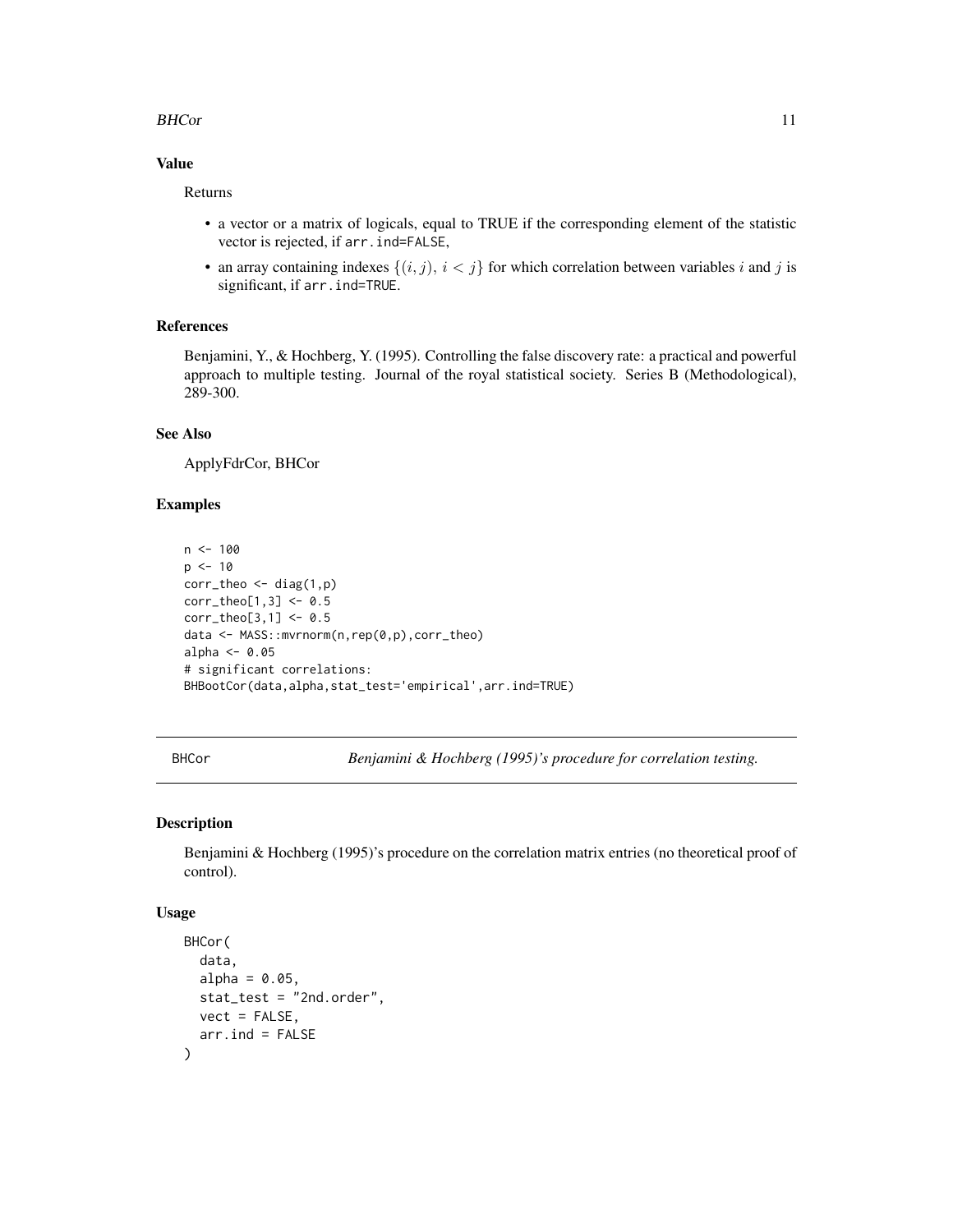### Value

Returns

- a vector or a matrix of logicals, equal to TRUE if the corresponding element of the statistic vector is rejected, if `arr.ind=FALSE`,
- an array containing indexes $\{(i,j),\ i<j\}$ for which correlation between variables $i$ and $j$ is significant, if `arr.ind=TRUE`.

### References

Benjamini, Y., & Hochberg, Y. (1995). Controlling the false discovery rate: a practical and powerful approach to multiple testing. Journal of the royal statistical society. Series B (Methodological), 289-300.

### See Also

ApplyFdrCor, BHCor

### Examples

```
n <- 100
p <- 10
corr_theo <- diag(1,p)
corr_theo[1,3] <- 0.5
corr_theo[3,1] <- 0.5
data <- MASS::mvrnorm(n,rep(0,p),corr_theo)
alpha <- 0.05
# significant correlations:
BHBootCor(data,alpha,stat_test='empirical',arr.ind=TRUE)
```

---

## BHCor — *Benjamini & Hochberg (1995)'s procedure for correlation testing.*

### Description

Benjamini & Hochberg (1995)'s procedure on the correlation matrix entries (no theoretical proof of control).

### Usage

```
BHCor(
  data,
  alpha = 0.05,
  stat_test = "2nd.order",
  vect = FALSE,
  arr.ind = FALSE
)
```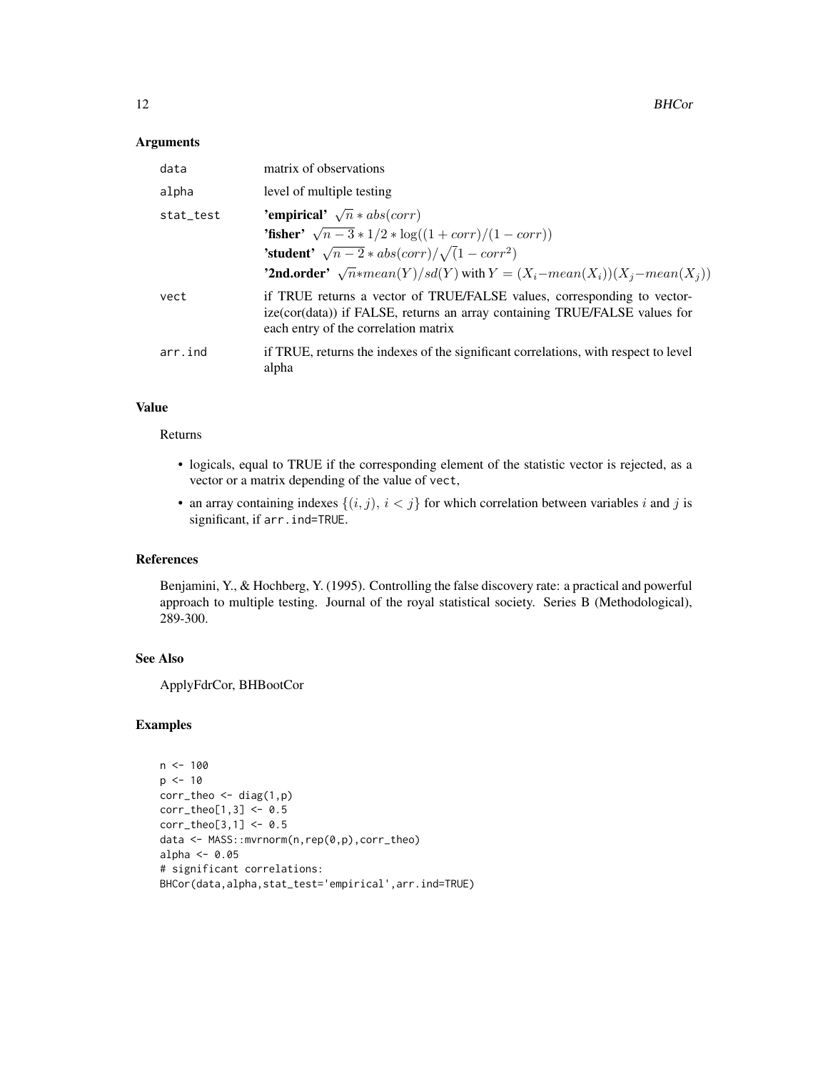## Arguments

| | |
|---|---|
| data | matrix of observations |
| alpha | level of multiple testing |
| stat_test | **'empirical'** $\sqrt{n} * abs(corr)$ <br> **'fisher'** $\sqrt{n-3} * 1/2 * \log((1+corr)/(1-corr))$ <br> **'student'** $\sqrt{n-2} * abs(corr)/\sqrt(1-corr^2)$ <br> **'2nd.order'** $\sqrt{n} * mean(Y)/sd(Y)$ with $Y = (X_i - mean(X_i))(X_j - mean(X_j))$ |
| vect | if TRUE returns a vector of TRUE/FALSE values, corresponding to vectorize(cor(data)) if FALSE, returns an array containing TRUE/FALSE values for each entry of the correlation matrix |
| arr.ind | if TRUE, returns the indexes of the significant correlations, with respect to level alpha |

## Value

Returns

- logicals, equal to TRUE if the corresponding element of the statistic vector is rejected, as a vector or a matrix depending of the value of vect,
- an array containing indexes $\{(i,j),\ i < j\}$ for which correlation between variables $i$ and $j$ is significant, if arr.ind=TRUE.

## References

Benjamini, Y., & Hochberg, Y. (1995). Controlling the false discovery rate: a practical and powerful approach to multiple testing. Journal of the royal statistical society. Series B (Methodological), 289-300.

## See Also

ApplyFdrCor, BHBootCor

## Examples

```
n <- 100
p <- 10
corr_theo <- diag(1,p)
corr_theo[1,3] <- 0.5
corr_theo[3,1] <- 0.5
data <- MASS::mvrnorm(n,rep(0,p),corr_theo)
alpha <- 0.05
# significant correlations:
BHCor(data,alpha,stat_test='empirical',arr.ind=TRUE)
```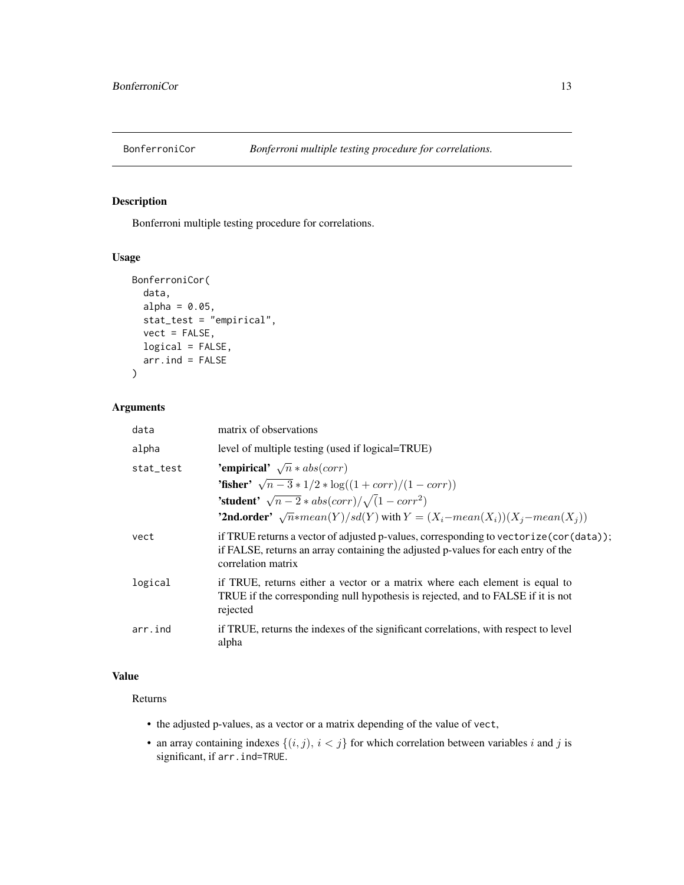# BonferroniCor — *Bonferroni multiple testing procedure for correlations.*

## Description

Bonferroni multiple testing procedure for correlations.

## Usage

```
BonferroniCor(
  data,
  alpha = 0.05,
  stat_test = "empirical",
  vect = FALSE,
  logical = FALSE,
  arr.ind = FALSE
)
```

## Arguments

| Argument | Description |
|---|---|
| `data` | matrix of observations |
| `alpha` | level of multiple testing (used if logical=TRUE) |
| `stat_test` | **'empirical'** $\sqrt{n} * abs(corr)$<br>**'fisher'** $\sqrt{n-3} * 1/2 * \log((1+corr)/(1-corr))$<br>**'student'** $\sqrt{n-2} * abs(corr)/\sqrt{(}1-corr^2)$<br>**'2nd.order'** $\sqrt{n} * mean(Y)/sd(Y)$ with $Y = (X_i - mean(X_i))(X_j - mean(X_j))$ |
| `vect` | if TRUE returns a vector of adjusted p-values, corresponding to `vectorize(cor(data))`; if FALSE, returns an array containing the adjusted p-values for each entry of the correlation matrix |
| `logical` | if TRUE, returns either a vector or a matrix where each element is equal to TRUE if the corresponding null hypothesis is rejected, and to FALSE if it is not rejected |
| `arr.ind` | if TRUE, returns the indexes of the significant correlations, with respect to level alpha |

## Value

Returns

- the adjusted p-values, as a vector or a matrix depending of the value of `vect`,
- an array containing indexes $\{(i,j),\ i<j\}$ for which correlation between variables $i$ and $j$ is significant, if `arr.ind=TRUE`.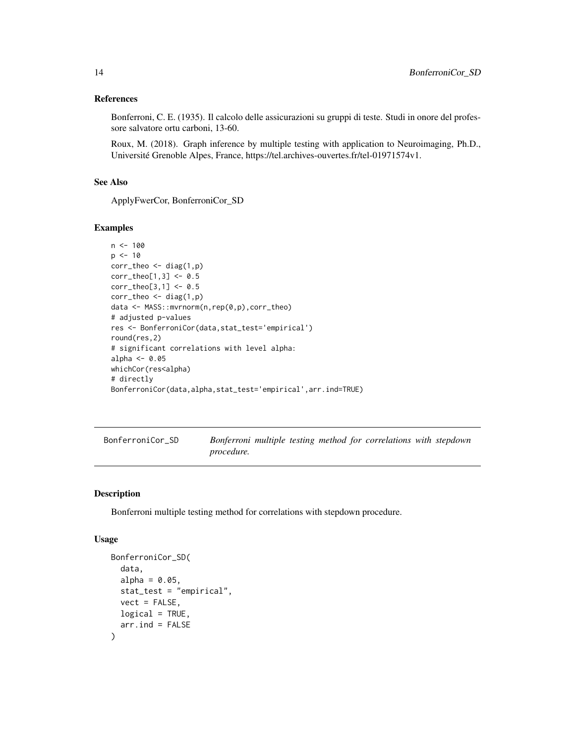### References

Bonferroni, C. E. (1935). Il calcolo delle assicurazioni su gruppi di teste. Studi in onore del professore salvatore ortu carboni, 13-60.

Roux, M. (2018). Graph inference by multiple testing with application to Neuroimaging, Ph.D., Université Grenoble Alpes, France, https://tel.archives-ouvertes.fr/tel-01971574v1.

### See Also

ApplyFwerCor, BonferroniCor_SD

### Examples

```
n <- 100
p <- 10
corr_theo <- diag(1,p)
corr_theo[1,3] <- 0.5
corr_theo[3,1] <- 0.5
corr_theo <- diag(1,p)
data <- MASS::mvrnorm(n,rep(0,p),corr_theo)
# adjusted p-values
res <- BonferroniCor(data,stat_test='empirical')
round(res,2)
# significant correlations with level alpha:
alpha <- 0.05
whichCor(res<alpha)
# directly
BonferroniCor(data,alpha,stat_test='empirical',arr.ind=TRUE)
```

---

## BonferroniCor_SD &nbsp;&nbsp;&nbsp; *Bonferroni multiple testing method for correlations with stepdown procedure.*

---

### Description

Bonferroni multiple testing method for correlations with stepdown procedure.

### Usage

```
BonferroniCor_SD(
  data,
  alpha = 0.05,
  stat_test = "empirical",
  vect = FALSE,
  logical = TRUE,
  arr.ind = FALSE
)
```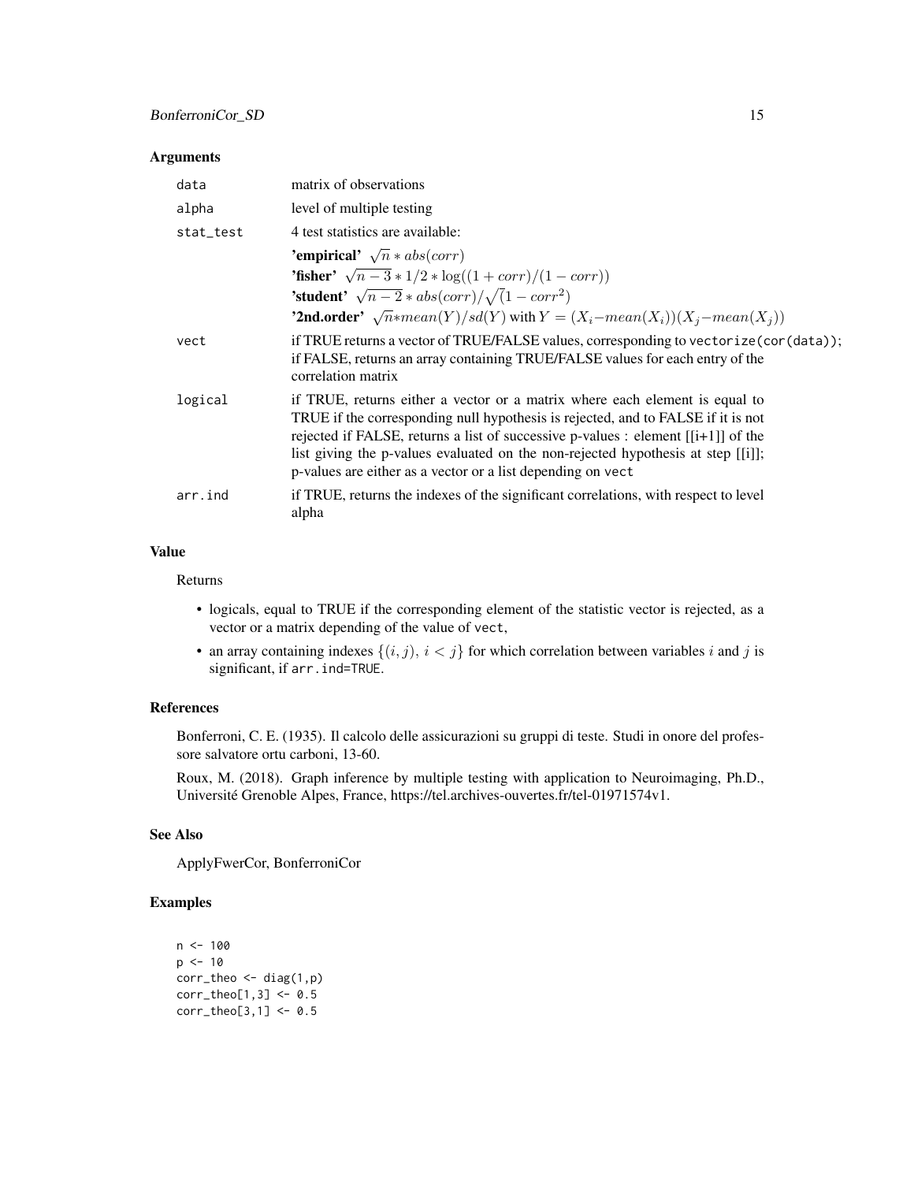### Arguments

| | |
|---|---|
| `data` | matrix of observations |
| `alpha` | level of multiple testing |
| `stat_test` | 4 test statistics are available: <br> **'empirical'** $\sqrt{n} * abs(corr)$ <br> **'fisher'** $\sqrt{n-3} * 1/2 * \log((1+corr)/(1-corr))$ <br> **'student'** $\sqrt{n-2} * abs(corr)/\sqrt(1-corr^2)$ <br> **'2nd.order'** $\sqrt{n} * mean(Y)/sd(Y)$ with $Y = (X_i - mean(X_i))(X_j - mean(X_j))$ |
| `vect` | if TRUE returns a vector of TRUE/FALSE values, corresponding to `vectorize(cor(data))`; if FALSE, returns an array containing TRUE/FALSE values for each entry of the correlation matrix |
| `logical` | if TRUE, returns either a vector or a matrix where each element is equal to TRUE if the corresponding null hypothesis is rejected, and to FALSE if it is not rejected if FALSE, returns a list of successive p-values : element [[i+1]] of the list giving the p-values evaluated on the non-rejected hypothesis at step [[i]]; p-values are either as a vector or a list depending on `vect` |
| `arr.ind` | if TRUE, returns the indexes of the significant correlations, with respect to level alpha |

### Value

Returns

- logicals, equal to TRUE if the corresponding element of the statistic vector is rejected, as a vector or a matrix depending of the value of `vect`,
- an array containing indexes $\{(i,j),\ i < j\}$ for which correlation between variables $i$ and $j$ is significant, if `arr.ind=TRUE`.

### References

Bonferroni, C. E. (1935). Il calcolo delle assicurazioni su gruppi di teste. Studi in onore del professore salvatore ortu carboni, 13-60.

Roux, M. (2018). Graph inference by multiple testing with application to Neuroimaging, Ph.D., Université Grenoble Alpes, France, https://tel.archives-ouvertes.fr/tel-01971574v1.

### See Also

ApplyFwerCor, BonferroniCor

### Examples

```
n <- 100
p <- 10
corr_theo <- diag(1,p)
corr_theo[1,3] <- 0.5
corr_theo[3,1] <- 0.5
```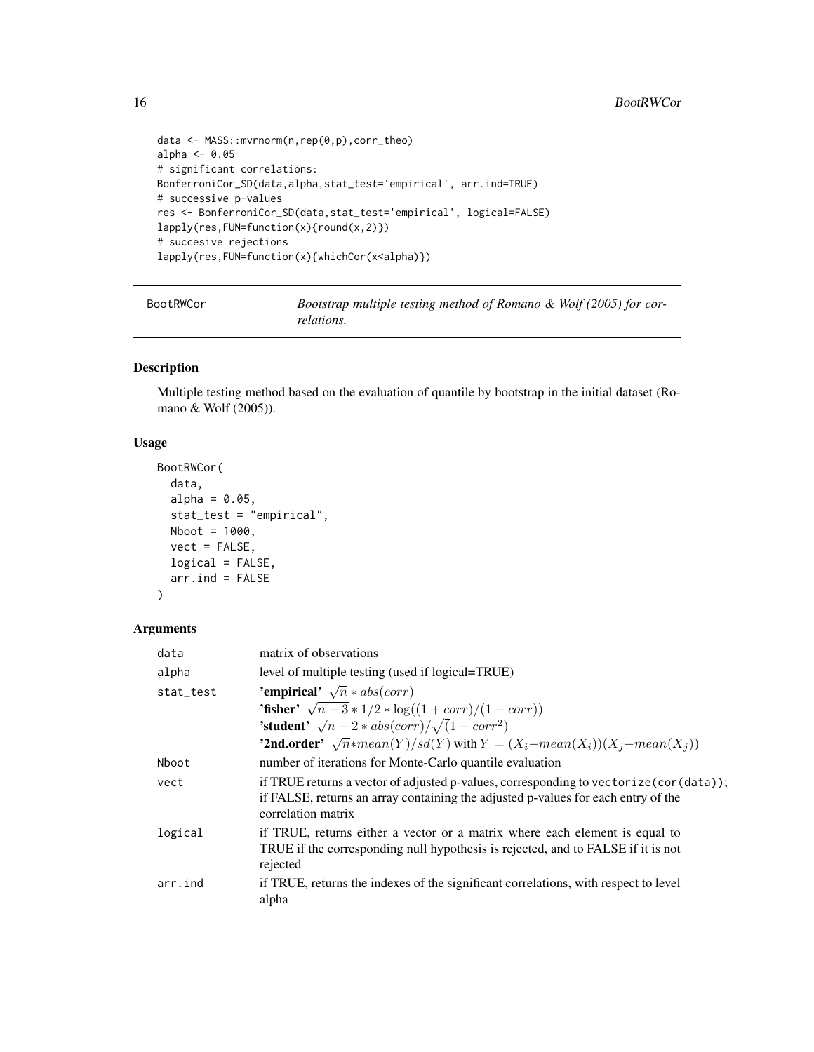```
data <- MASS::mvrnorm(n,rep(0,p),corr_theo)
alpha <- 0.05
# significant correlations:
BonferroniCor_SD(data,alpha,stat_test='empirical', arr.ind=TRUE)
# successive p-values
res <- BonferroniCor_SD(data,stat_test='empirical', logical=FALSE)
lapply(res,FUN=function(x){round(x,2)})
# succesive rejections
lapply(res,FUN=function(x){whichCor(x<alpha)})
```

## BootRWCor — *Bootstrap multiple testing method of Romano & Wolf (2005) for correlations.*

### Description

Multiple testing method based on the evaluation of quantile by bootstrap in the initial dataset (Romano & Wolf (2005)).

### Usage

```
BootRWCor(
  data,
  alpha = 0.05,
  stat_test = "empirical",
  Nboot = 1000,
  vect = FALSE,
  logical = FALSE,
  arr.ind = FALSE
)
```

### Arguments

| | |
|---|---|
| data | matrix of observations |
| alpha | level of multiple testing (used if logical=TRUE) |
| stat_test | **'empirical'** $\sqrt{n} * abs(corr)$<br>**'fisher'** $\sqrt{n-3} * 1/2 * \log((1 + corr)/(1 - corr))$<br>**'student'** $\sqrt{n-2} * abs(corr)/\sqrt{(}1 - corr^2)$<br>**'2nd.order'** $\sqrt{n} * mean(Y)/sd(Y)$ with $Y = (X_i - mean(X_i))(X_j - mean(X_j))$ |
| Nboot | number of iterations for Monte-Carlo quantile evaluation |
| vect | if TRUE returns a vector of adjusted p-values, corresponding to vectorize(cor(data)); if FALSE, returns an array containing the adjusted p-values for each entry of the correlation matrix |
| logical | if TRUE, returns either a vector or a matrix where each element is equal to TRUE if the corresponding null hypothesis is rejected, and to FALSE if it is not rejected |
| arr.ind | if TRUE, returns the indexes of the significant correlations, with respect to level alpha |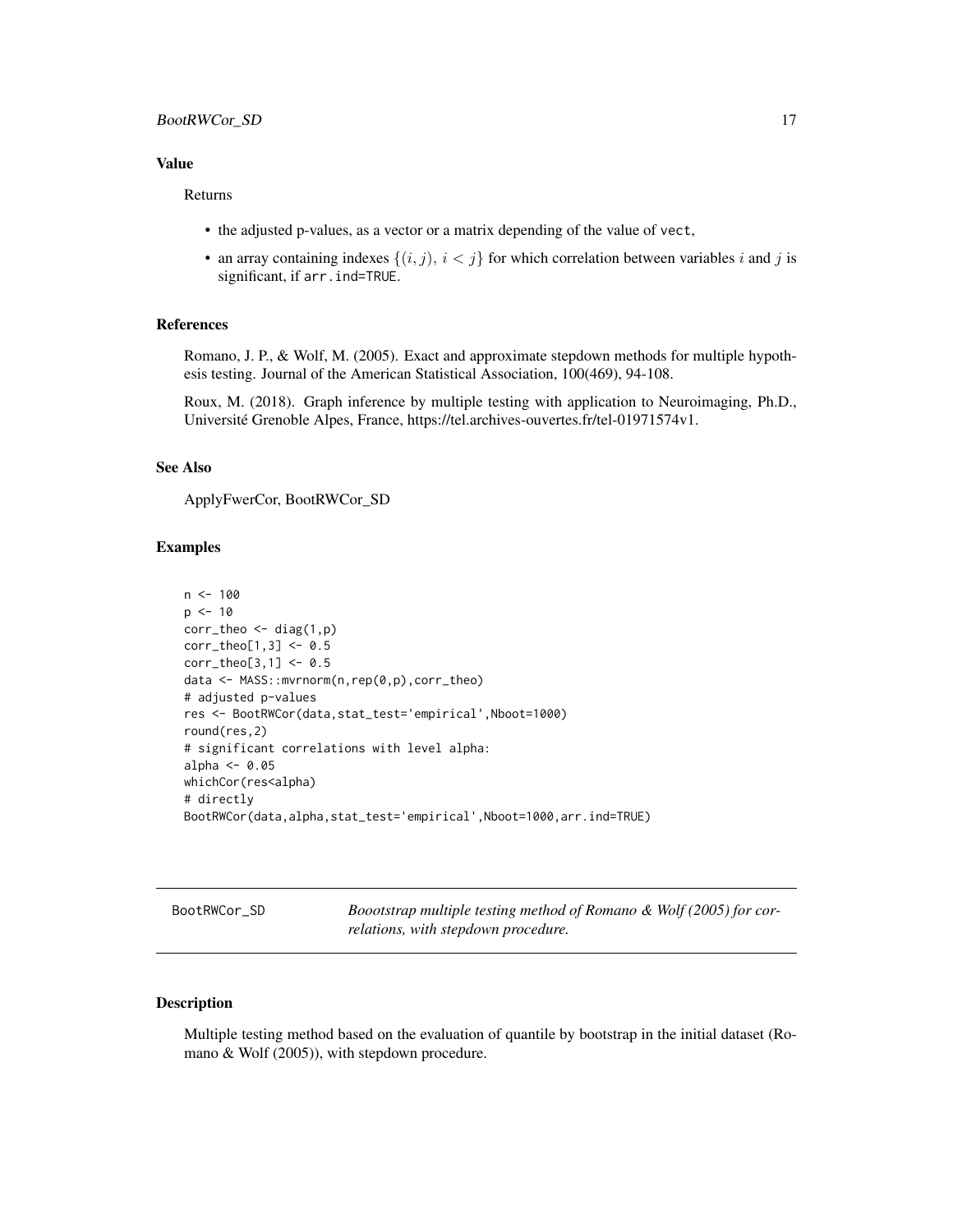### Value

Returns

- the adjusted p-values, as a vector or a matrix depending of the value of `vect`,
- an array containing indexes $\{(i,j),\, i<j\}$ for which correlation between variables $i$ and $j$ is significant, if `arr.ind=TRUE`.

### References

Romano, J. P., & Wolf, M. (2005). Exact and approximate stepdown methods for multiple hypothesis testing. Journal of the American Statistical Association, 100(469), 94-108.

Roux, M. (2018). Graph inference by multiple testing with application to Neuroimaging, Ph.D., Université Grenoble Alpes, France, https://tel.archives-ouvertes.fr/tel-01971574v1.

### See Also

ApplyFwerCor, BootRWCor_SD

### Examples

```
n <- 100
p <- 10
corr_theo <- diag(1,p)
corr_theo[1,3] <- 0.5
corr_theo[3,1] <- 0.5
data <- MASS::mvrnorm(n,rep(0,p),corr_theo)
# adjusted p-values
res <- BootRWCor(data,stat_test='empirical',Nboot=1000)
round(res,2)
# significant correlations with level alpha:
alpha <- 0.05
whichCor(res<alpha)
# directly
BootRWCor(data,alpha,stat_test='empirical',Nboot=1000,arr.ind=TRUE)
```

---

## BootRWCor_SD — *Boootstrap multiple testing method of Romano & Wolf (2005) for correlations, with stepdown procedure.*

### Description

Multiple testing method based on the evaluation of quantile by bootstrap in the initial dataset (Romano & Wolf (2005)), with stepdown procedure.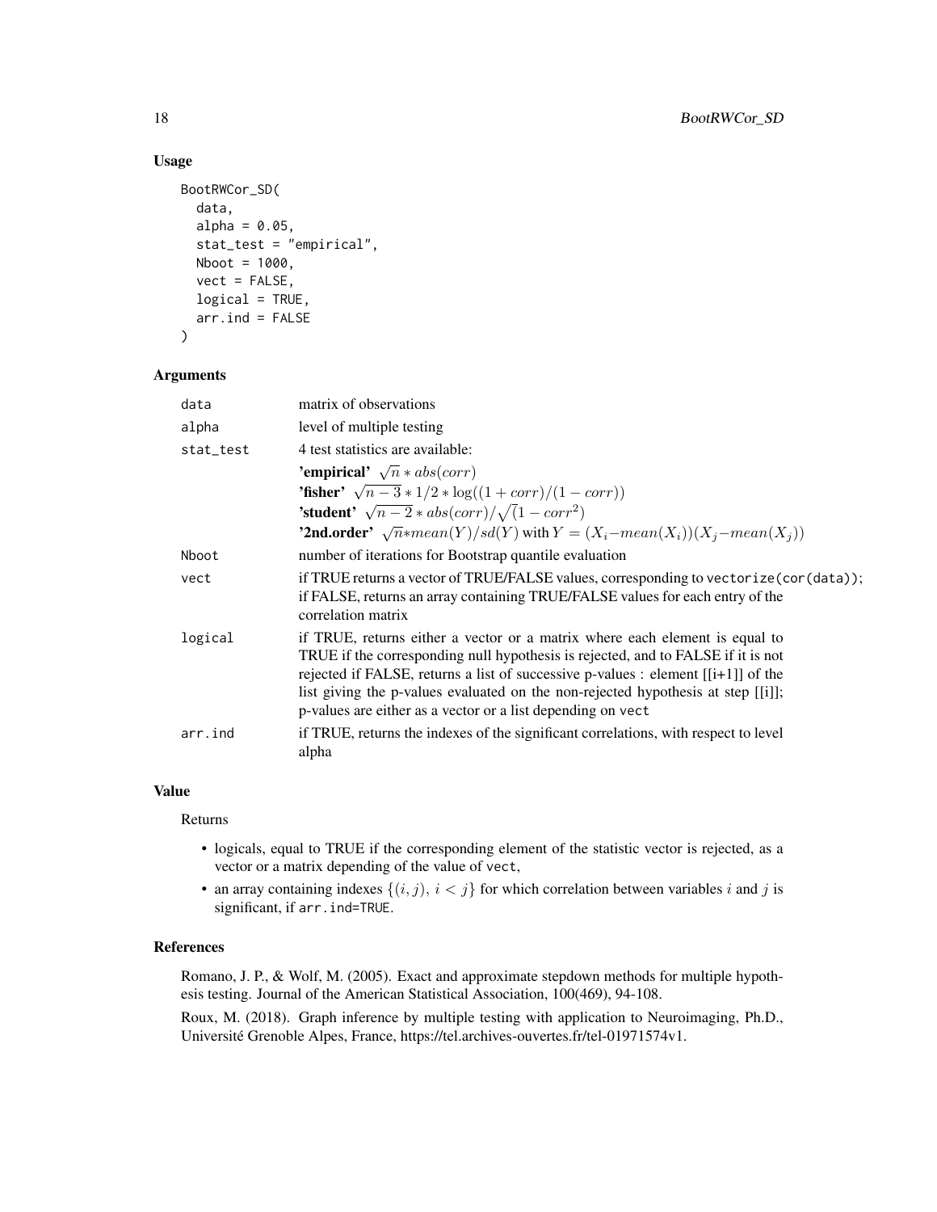### Usage

```
BootRWCor_SD(
  data,
  alpha = 0.05,
  stat_test = "empirical",
  Nboot = 1000,
  vect = FALSE,
  logical = TRUE,
  arr.ind = FALSE
)
```

### Arguments

| | |
|---|---|
| `data` | matrix of observations |
| `alpha` | level of multiple testing |
| `stat_test` | 4 test statistics are available:<br>**'empirical'** $\sqrt{n} * abs(corr)$<br>**'fisher'** $\sqrt{n-3} * 1/2 * \log((1 + corr)/(1 - corr))$<br>**'student'** $\sqrt{n-2} * abs(corr)/\sqrt{(}1 - corr^2)$<br>**'2nd.order'** $\sqrt{n} * mean(Y)/sd(Y)$ with $Y = (X_i - mean(X_i))(X_j - mean(X_j))$ |
| `Nboot` | number of iterations for Bootstrap quantile evaluation |
| `vect` | if TRUE returns a vector of TRUE/FALSE values, corresponding to `vectorize(cor(data))`; if FALSE, returns an array containing TRUE/FALSE values for each entry of the correlation matrix |
| `logical` | if TRUE, returns either a vector or a matrix where each element is equal to TRUE if the corresponding null hypothesis is rejected, and to FALSE if it is not rejected if FALSE, returns a list of successive p-values : element [[i+1]] of the list giving the p-values evaluated on the non-rejected hypothesis at step [[i]]; p-values are either as a vector or a list depending on `vect` |
| `arr.ind` | if TRUE, returns the indexes of the significant correlations, with respect to level alpha |

### Value

Returns

- logicals, equal to TRUE if the corresponding element of the statistic vector is rejected, as a vector or a matrix depending of the value of `vect`,
- an array containing indexes $\{(i, j),\ i < j\}$ for which correlation between variables $i$ and $j$ is significant, if `arr.ind=TRUE`.

### References

Romano, J. P., & Wolf, M. (2005). Exact and approximate stepdown methods for multiple hypothesis testing. Journal of the American Statistical Association, 100(469), 94-108.

Roux, M. (2018). Graph inference by multiple testing with application to Neuroimaging, Ph.D., Université Grenoble Alpes, France, https://tel.archives-ouvertes.fr/tel-01971574v1.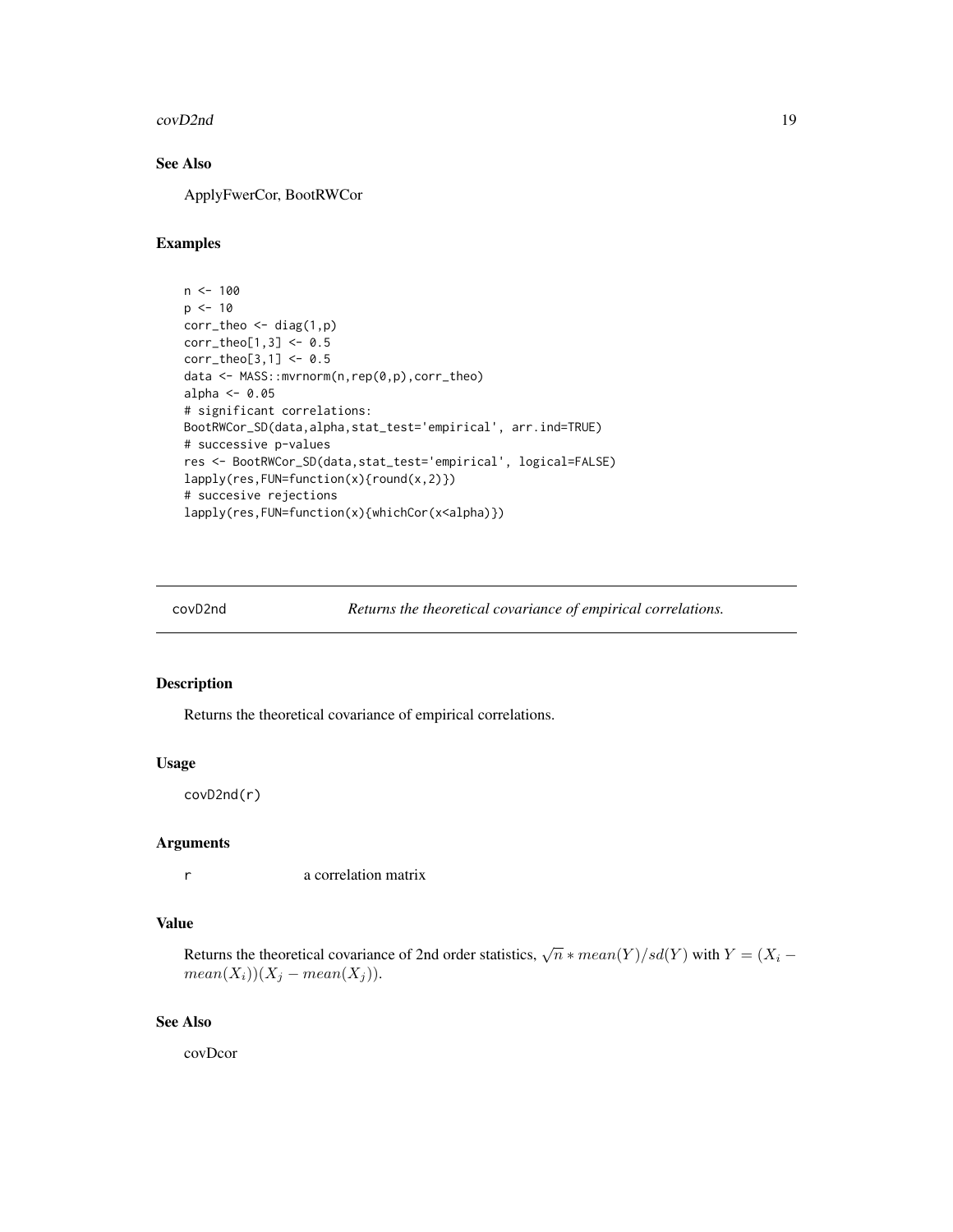### See Also

ApplyFwerCor, BootRWCor

### Examples

```
n <- 100
p <- 10
corr_theo <- diag(1,p)
corr_theo[1,3] <- 0.5
corr_theo[3,1] <- 0.5
data <- MASS::mvrnorm(n,rep(0,p),corr_theo)
alpha <- 0.05
# significant correlations:
BootRWCor_SD(data,alpha,stat_test='empirical', arr.ind=TRUE)
# successive p-values
res <- BootRWCor_SD(data,stat_test='empirical', logical=FALSE)
lapply(res,FUN=function(x){round(x,2)})
# succesive rejections
lapply(res,FUN=function(x){whichCor(x<alpha)})
```

---

## covD2nd &emsp; *Returns the theoretical covariance of empirical correlations.*

### Description

Returns the theoretical covariance of empirical correlations.

### Usage

```
covD2nd(r)
```

### Arguments

| | |
|---|---|
| r | a correlation matrix |

### Value

Returns the theoretical covariance of 2nd order statistics, $\sqrt{n} * mean(Y)/sd(Y)$ with $Y = (X_i - mean(X_i))(X_j - mean(X_j))$.

### See Also

covDcor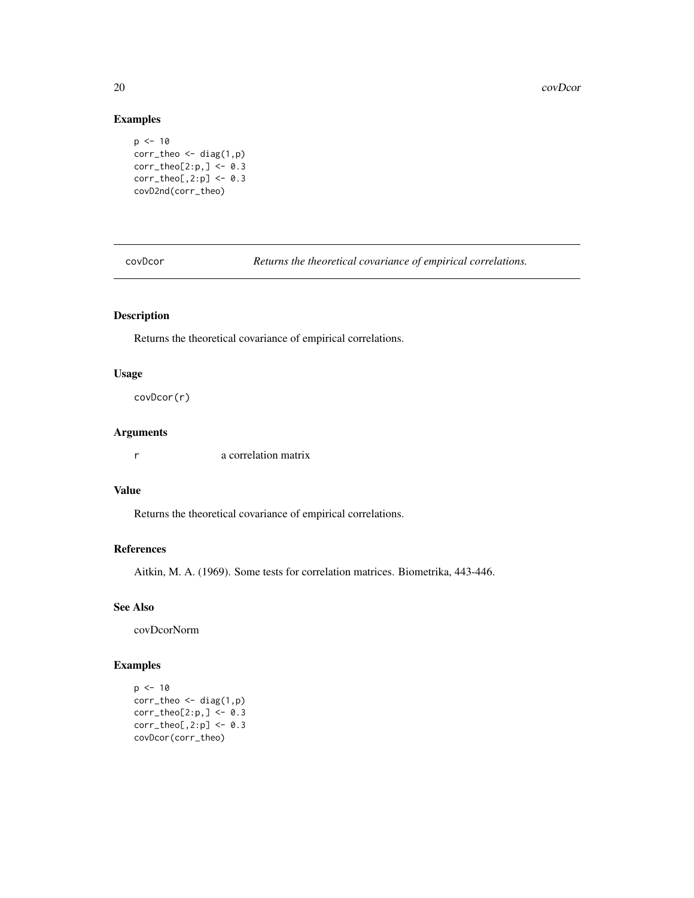### Examples

```
p <- 10
corr_theo <- diag(1,p)
corr_theo[2:p,] <- 0.3
corr_theo[,2:p] <- 0.3
covD2nd(corr_theo)
```

---

## covDcor — *Returns the theoretical covariance of empirical correlations.*

---

### Description

Returns the theoretical covariance of empirical correlations.

### Usage

```
covDcor(r)
```

### Arguments

| | |
|---|---|
| r | a correlation matrix |

### Value

Returns the theoretical covariance of empirical correlations.

### References

Aitkin, M. A. (1969). Some tests for correlation matrices. Biometrika, 443-446.

### See Also

covDcorNorm

### Examples

```
p <- 10
corr_theo <- diag(1,p)
corr_theo[2:p,] <- 0.3
corr_theo[,2:p] <- 0.3
covDcor(corr_theo)
```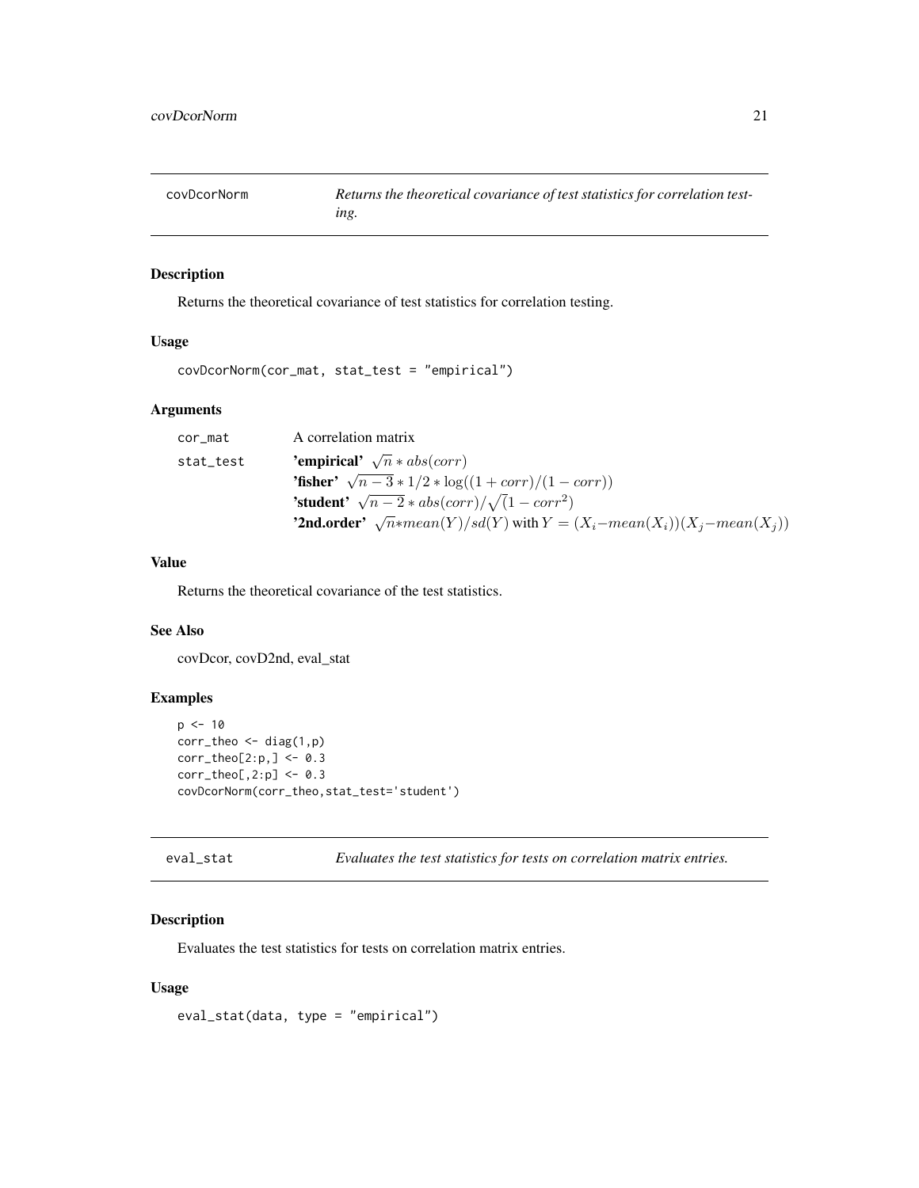## covDcorNorm — *Returns the theoretical covariance of test statistics for correlation testing.*

### Description

Returns the theoretical covariance of test statistics for correlation testing.

### Usage

```
covDcorNorm(cor_mat, stat_test = "empirical")
```

### Arguments

| | |
|---|---|
| cor_mat | A correlation matrix |
| stat_test | **'empirical'** $\sqrt{n} * abs(corr)$ <br> **'fisher'** $\sqrt{n-3} * 1/2 * \log((1 + corr)/(1 - corr))$ <br> **'student'** $\sqrt{n-2} * abs(corr)/\sqrt(1 - corr^2)$ <br> **'2nd.order'** $\sqrt{n} * mean(Y)/sd(Y)$ with $Y = (X_i - mean(X_i))(X_j - mean(X_j))$ |

### Value

Returns the theoretical covariance of the test statistics.

### See Also

covDcor, covD2nd, eval_stat

### Examples

```
p <- 10
corr_theo <- diag(1,p)
corr_theo[2:p,] <- 0.3
corr_theo[,2:p] <- 0.3
covDcorNorm(corr_theo,stat_test='student')
```

## eval_stat — *Evaluates the test statistics for tests on correlation matrix entries.*

### Description

Evaluates the test statistics for tests on correlation matrix entries.

### Usage

```
eval_stat(data, type = "empirical")
```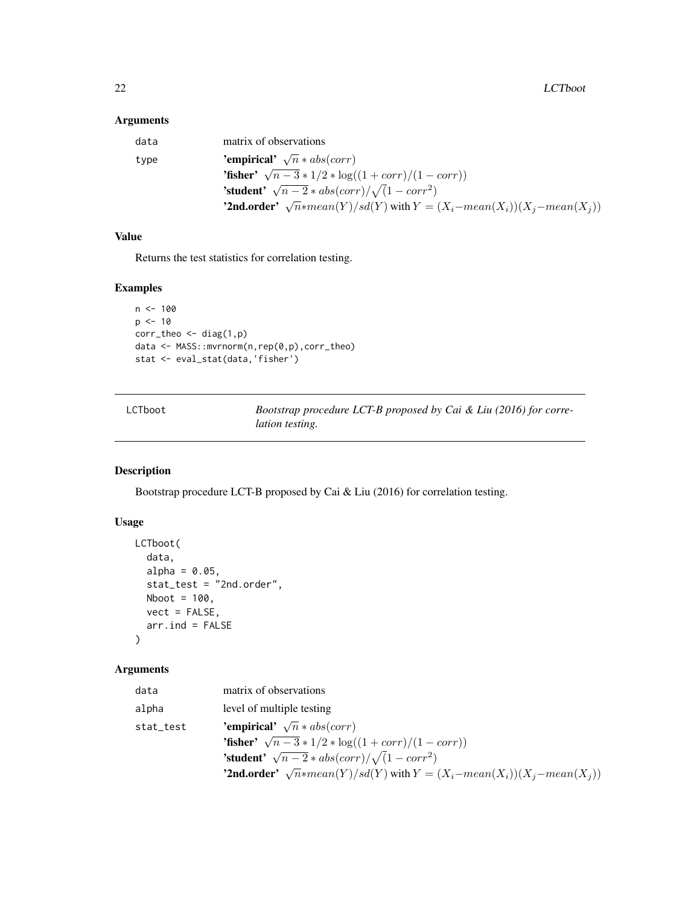### Arguments

| | |
|---|---|
| data | matrix of observations |
| type | **'empirical'** $\sqrt{n} * abs(corr)$<br>**'fisher'** $\sqrt{n-3} * 1/2 * \log((1 + corr)/(1 - corr))$<br>**'student'** $\sqrt{n-2} * abs(corr)/\sqrt{(}1 - corr^2)$<br>**'2nd.order'** $\sqrt{n}*mean(Y)/sd(Y)$ with $Y = (X_i - mean(X_i))(X_j - mean(X_j))$ |

### Value

Returns the test statistics for correlation testing.

### Examples

```
n <- 100
p <- 10
corr_theo <- diag(1,p)
data <- MASS::mvrnorm(n,rep(0,p),corr_theo)
stat <- eval_stat(data,'fisher')
```

---

## LCTboot

*Bootstrap procedure LCT-B proposed by Cai & Liu (2016) for correlation testing.*

---

### Description

Bootstrap procedure LCT-B proposed by Cai & Liu (2016) for correlation testing.

### Usage

```
LCTboot(
  data,
  alpha = 0.05,
  stat_test = "2nd.order",
  Nboot = 100,
  vect = FALSE,
  arr.ind = FALSE
)
```

### Arguments

| | |
|---|---|
| data | matrix of observations |
| alpha | level of multiple testing |
| stat_test | **'empirical'** $\sqrt{n} * abs(corr)$<br>**'fisher'** $\sqrt{n-3} * 1/2 * \log((1 + corr)/(1 - corr))$<br>**'student'** $\sqrt{n-2} * abs(corr)/\sqrt{(}1 - corr^2)$<br>**'2nd.order'** $\sqrt{n}*mean(Y)/sd(Y)$ with $Y = (X_i - mean(X_i))(X_j - mean(X_j))$ |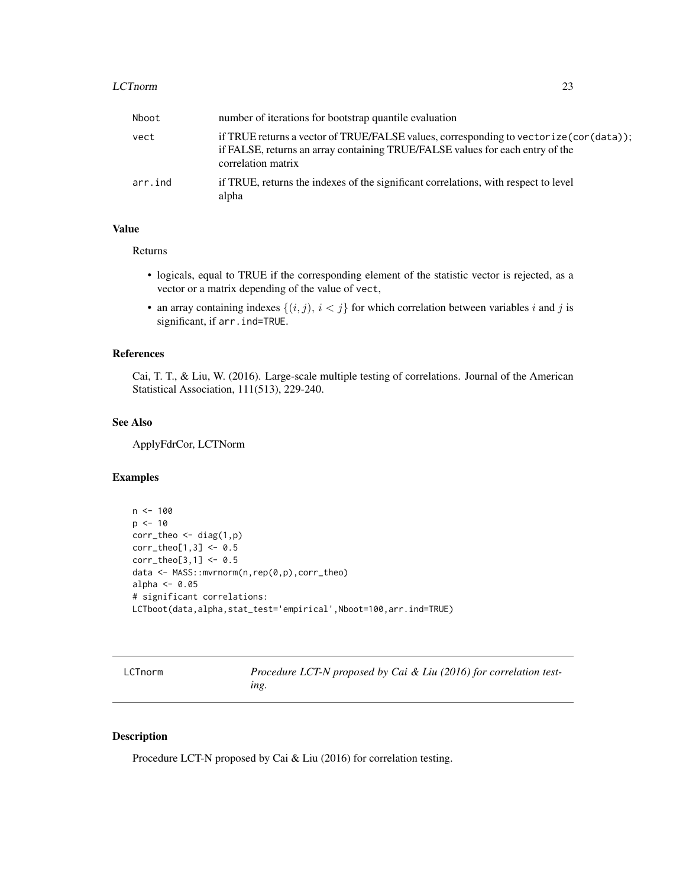| | |
|---|---|
| Nboot | number of iterations for bootstrap quantile evaluation |
| vect | if TRUE returns a vector of TRUE/FALSE values, corresponding to `vectorize(cor(data))`; if FALSE, returns an array containing TRUE/FALSE values for each entry of the correlation matrix |
| arr.ind | if TRUE, returns the indexes of the significant correlations, with respect to level alpha |

### Value

Returns

- logicals, equal to TRUE if the corresponding element of the statistic vector is rejected, as a vector or a matrix depending of the value of `vect`,
- an array containing indexes $\{(i,j),\ i<j\}$ for which correlation between variables $i$ and $j$ is significant, if `arr.ind=TRUE`.

### References

Cai, T. T., & Liu, W. (2016). Large-scale multiple testing of correlations. Journal of the American Statistical Association, 111(513), 229-240.

### See Also

ApplyFdrCor, LCTNorm

### Examples

```
n <- 100
p <- 10
corr_theo <- diag(1,p)
corr_theo[1,3] <- 0.5
corr_theo[3,1] <- 0.5
data <- MASS::mvrnorm(n,rep(0,p),corr_theo)
alpha <- 0.05
# significant correlations:
LCTboot(data,alpha,stat_test='empirical',Nboot=100,arr.ind=TRUE)
```

## LCTnorm — *Procedure LCT-N proposed by Cai & Liu (2016) for correlation testing.*

### Description

Procedure LCT-N proposed by Cai & Liu (2016) for correlation testing.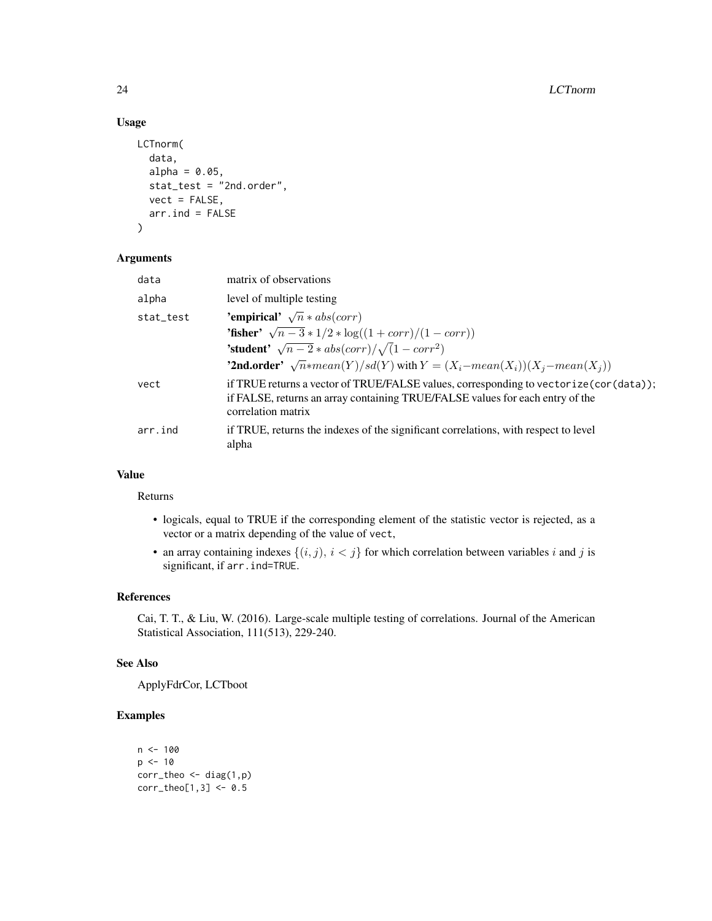### Usage

```
LCTnorm(
  data,
  alpha = 0.05,
  stat_test = "2nd.order",
  vect = FALSE,
  arr.ind = FALSE
)
```

### Arguments

| | |
|---|---|
| data | matrix of observations |
| alpha | level of multiple testing |
| stat_test | **'empirical'** $\sqrt{n} * abs(corr)$<br>**'fisher'** $\sqrt{n-3} * 1/2 * \log((1 + corr)/(1 - corr))$<br>**'student'** $\sqrt{n-2} * abs(corr)/\sqrt(1 - corr^2)$<br>**'2nd.order'** $\sqrt{n}*mean(Y)/sd(Y)$ with $Y = (X_i - mean(X_i))(X_j - mean(X_j))$ |
| vect | if TRUE returns a vector of TRUE/FALSE values, corresponding to vectorize(cor(data)); if FALSE, returns an array containing TRUE/FALSE values for each entry of the correlation matrix |
| arr.ind | if TRUE, returns the indexes of the significant correlations, with respect to level alpha |

### Value

Returns

- logicals, equal to TRUE if the corresponding element of the statistic vector is rejected, as a vector or a matrix depending of the value of vect,
- an array containing indexes $\{(i, j),\ i < j\}$ for which correlation between variables $i$ and $j$ is significant, if arr.ind=TRUE.

### References

Cai, T. T., & Liu, W. (2016). Large-scale multiple testing of correlations. Journal of the American Statistical Association, 111(513), 229-240.

### See Also

ApplyFdrCor, LCTboot

### Examples

```
n <- 100
p <- 10
corr_theo <- diag(1,p)
corr_theo[1,3] <- 0.5
```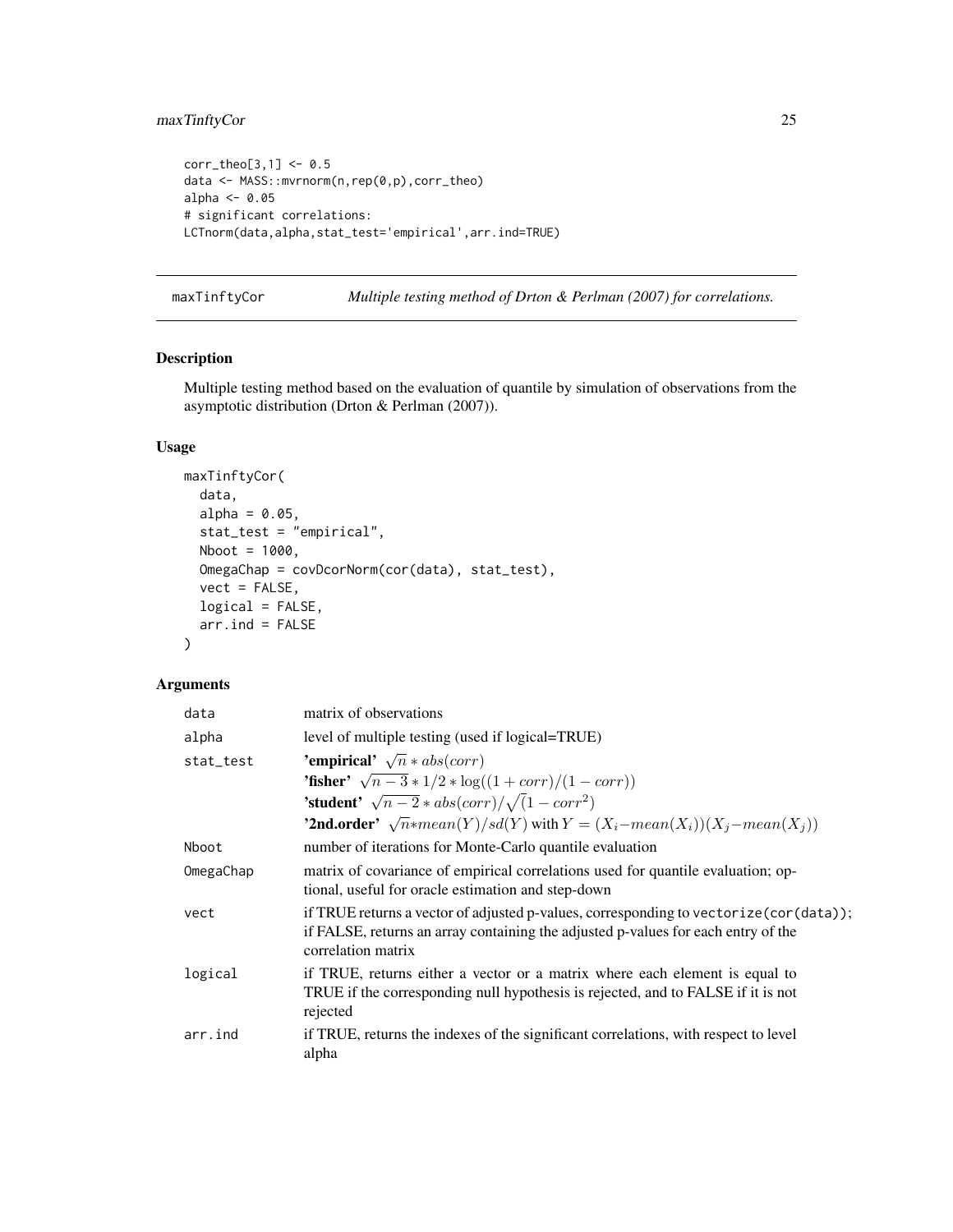```
corr_theo[3,1] <- 0.5
data <- MASS::mvrnorm(n,rep(0,p),corr_theo)
alpha <- 0.05
# significant correlations:
LCTnorm(data,alpha,stat_test='empirical',arr.ind=TRUE)
```

---

## maxTinftyCor — *Multiple testing method of Drton & Perlman (2007) for correlations.*

### Description

Multiple testing method based on the evaluation of quantile by simulation of observations from the asymptotic distribution (Drton & Perlman (2007)).

### Usage

```
maxTinftyCor(
  data,
  alpha = 0.05,
  stat_test = "empirical",
  Nboot = 1000,
  OmegaChap = covDcorNorm(cor(data), stat_test),
  vect = FALSE,
  logical = FALSE,
  arr.ind = FALSE
)
```

### Arguments

| | |
|---|---|
| data | matrix of observations |
| alpha | level of multiple testing (used if logical=TRUE) |
| stat_test | **'empirical'** $\sqrt{n} * abs(corr)$<br>**'fisher'** $\sqrt{n-3} * 1/2 * \log((1 + corr)/(1 - corr))$<br>**'student'** $\sqrt{n-2} * abs(corr)/\sqrt{(1 - corr^2)}$<br>**'2nd.order'** $\sqrt{n} * mean(Y)/sd(Y)$ with $Y = (X_i - mean(X_i))(X_j - mean(X_j))$ |
| Nboot | number of iterations for Monte-Carlo quantile evaluation |
| OmegaChap | matrix of covariance of empirical correlations used for quantile evaluation; optional, useful for oracle estimation and step-down |
| vect | if TRUE returns a vector of adjusted p-values, corresponding to `vectorize(cor(data))`; if FALSE, returns an array containing the adjusted p-values for each entry of the correlation matrix |
| logical | if TRUE, returns either a vector or a matrix where each element is equal to TRUE if the corresponding null hypothesis is rejected, and to FALSE if it is not rejected |
| arr.ind | if TRUE, returns the indexes of the significant correlations, with respect to level alpha |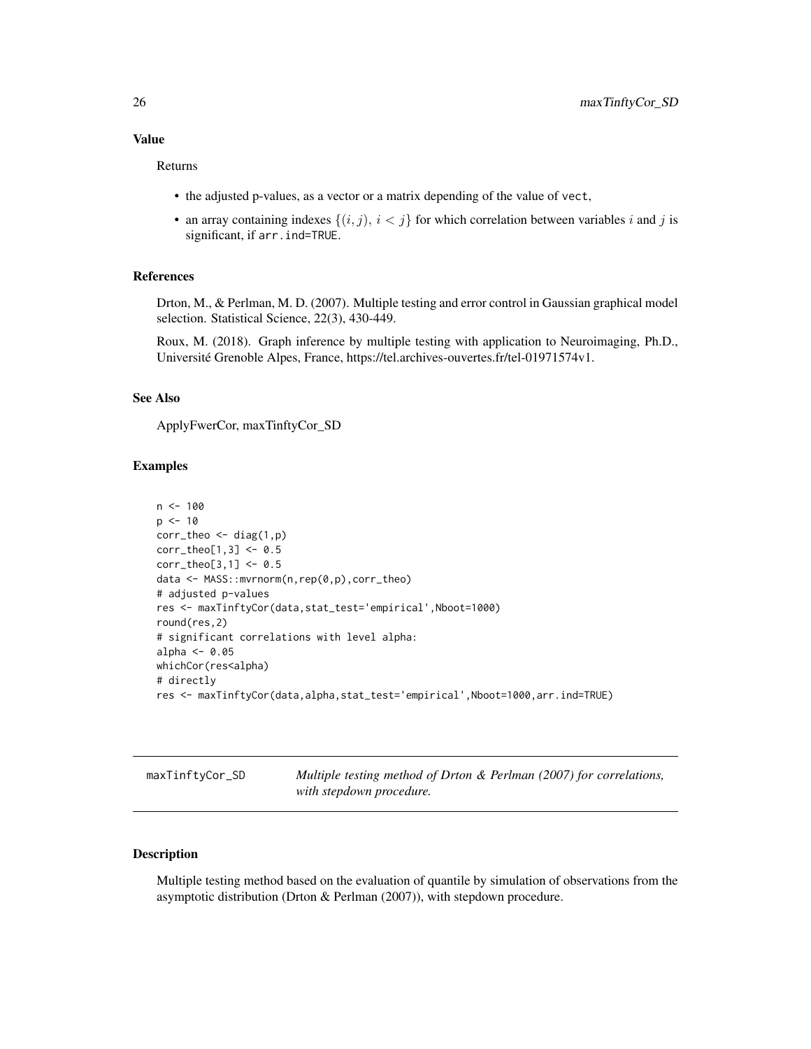### Value

Returns

- the adjusted p-values, as a vector or a matrix depending of the value of `vect`,
- an array containing indexes $\{(i,j),\ i<j\}$ for which correlation between variables $i$ and $j$ is significant, if `arr.ind=TRUE`.

### References

Drton, M., & Perlman, M. D. (2007). Multiple testing and error control in Gaussian graphical model selection. Statistical Science, 22(3), 430-449.

Roux, M. (2018). Graph inference by multiple testing with application to Neuroimaging, Ph.D., Université Grenoble Alpes, France, https://tel.archives-ouvertes.fr/tel-01971574v1.

### See Also

ApplyFwerCor, maxTinftyCor_SD

### Examples

```
n <- 100
p <- 10
corr_theo <- diag(1,p)
corr_theo[1,3] <- 0.5
corr_theo[3,1] <- 0.5
data <- MASS::mvrnorm(n,rep(0,p),corr_theo)
# adjusted p-values
res <- maxTinftyCor(data,stat_test='empirical',Nboot=1000)
round(res,2)
# significant correlations with level alpha:
alpha <- 0.05
whichCor(res<alpha)
# directly
res <- maxTinftyCor(data,alpha,stat_test='empirical',Nboot=1000,arr.ind=TRUE)
```

---

## maxTinftyCor_SD — *Multiple testing method of Drton & Perlman (2007) for correlations, with stepdown procedure.*

---

### Description

Multiple testing method based on the evaluation of quantile by simulation of observations from the asymptotic distribution (Drton & Perlman (2007)), with stepdown procedure.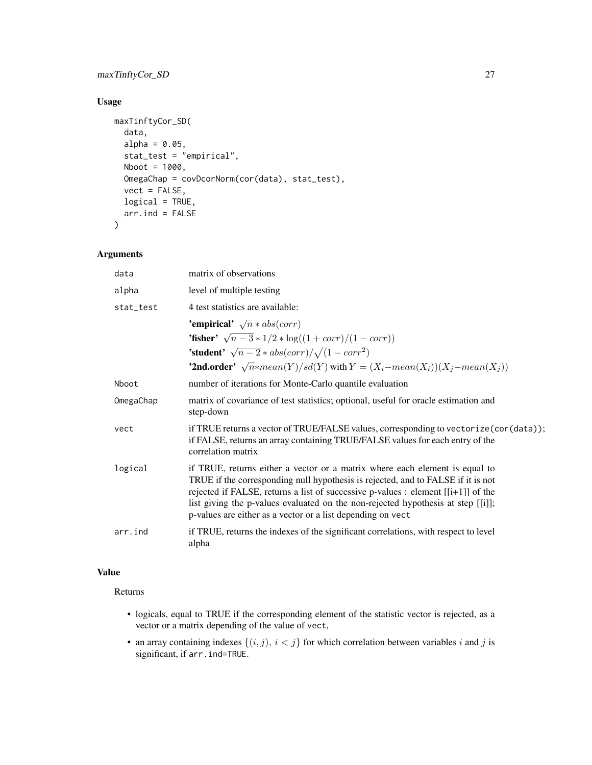## Usage

```
maxTinftyCor_SD(
  data,
  alpha = 0.05,
  stat_test = "empirical",
  Nboot = 1000,
  OmegaChap = covDcorNorm(cor(data), stat_test),
  vect = FALSE,
  logical = TRUE,
  arr.ind = FALSE
)
```

## Arguments

| | |
|---|---|
| `data` | matrix of observations |
| `alpha` | level of multiple testing |
| `stat_test` | 4 test statistics are available:<br>**'empirical'** $\sqrt{n} * abs(corr)$<br>**'fisher'** $\sqrt{n-3} * 1/2 * \log((1 + corr)/(1 - corr))$<br>**'student'** $\sqrt{n-2} * abs(corr)/\sqrt{(}1 - corr^2)$<br>**'2nd.order'** $\sqrt{n} * mean(Y)/sd(Y)$ with $Y = (X_i - mean(X_i))(X_j - mean(X_j))$ |
| `Nboot` | number of iterations for Monte-Carlo quantile evaluation |
| `OmegaChap` | matrix of covariance of test statistics; optional, useful for oracle estimation and step-down |
| `vect` | if TRUE returns a vector of TRUE/FALSE values, corresponding to `vectorize(cor(data))`; if FALSE, returns an array containing TRUE/FALSE values for each entry of the correlation matrix |
| `logical` | if TRUE, returns either a vector or a matrix where each element is equal to TRUE if the corresponding null hypothesis is rejected, and to FALSE if it is not rejected if FALSE, returns a list of successive p-values : element [[i+1]] of the list giving the p-values evaluated on the non-rejected hypothesis at step [[i]]; p-values are either as a vector or a list depending on `vect` |
| `arr.ind` | if TRUE, returns the indexes of the significant correlations, with respect to level alpha |

## Value

Returns

- logicals, equal to TRUE if the corresponding element of the statistic vector is rejected, as a vector or a matrix depending of the value of `vect`,
- an array containing indexes $\{(i, j),\ i < j\}$ for which correlation between variables $i$ and $j$ is significant, if `arr.ind=TRUE`.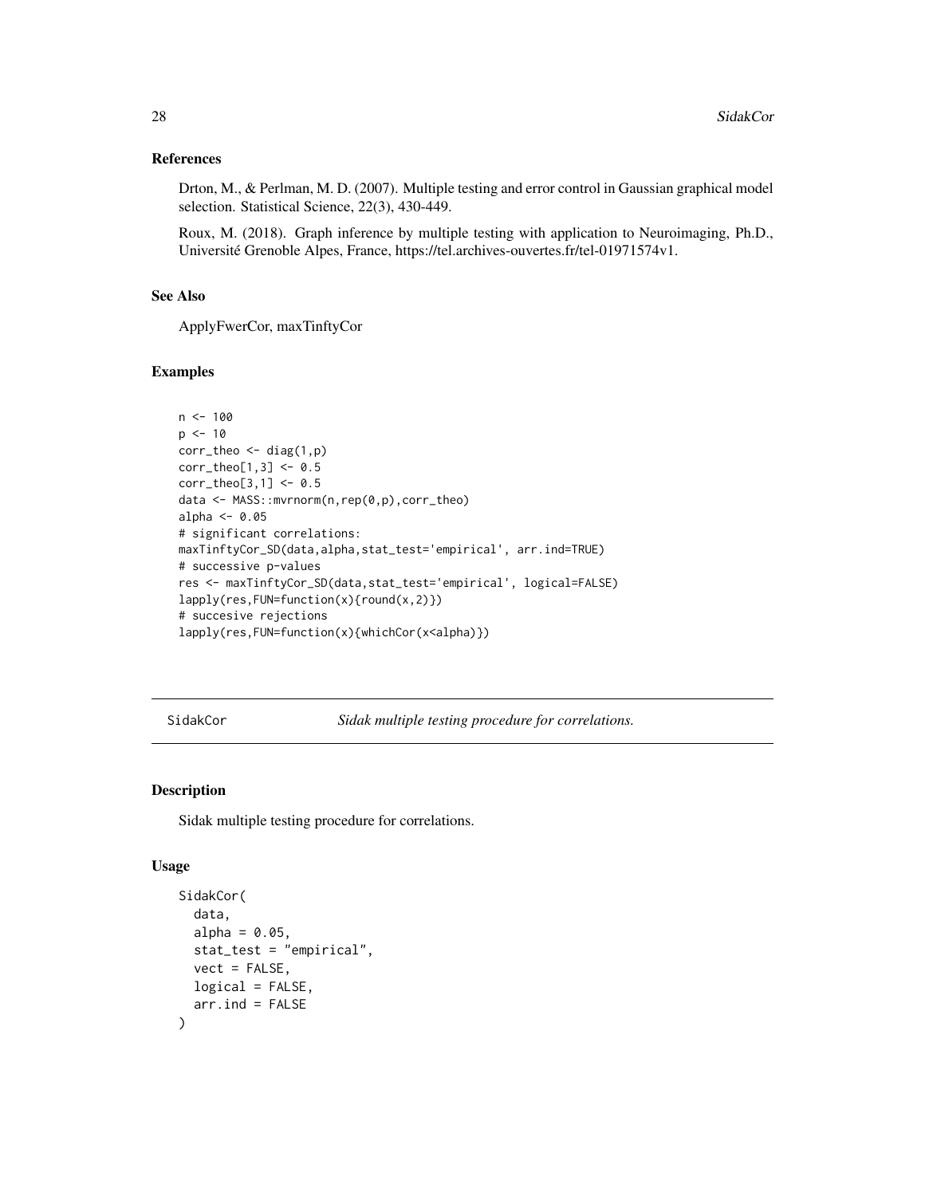### References

Drton, M., & Perlman, M. D. (2007). Multiple testing and error control in Gaussian graphical model selection. Statistical Science, 22(3), 430-449.

Roux, M. (2018). Graph inference by multiple testing with application to Neuroimaging, Ph.D., Université Grenoble Alpes, France, https://tel.archives-ouvertes.fr/tel-01971574v1.

### See Also

ApplyFwerCor, maxTinftyCor

### Examples

```
n <- 100
p <- 10
corr_theo <- diag(1,p)
corr_theo[1,3] <- 0.5
corr_theo[3,1] <- 0.5
data <- MASS::mvrnorm(n,rep(0,p),corr_theo)
alpha <- 0.05
# significant correlations:
maxTinftyCor_SD(data,alpha,stat_test='empirical', arr.ind=TRUE)
# successive p-values
res <- maxTinftyCor_SD(data,stat_test='empirical', logical=FALSE)
lapply(res,FUN=function(x){round(x,2)})
# succesive rejections
lapply(res,FUN=function(x){whichCor(x<alpha)})
```

---

## SidakCor — *Sidak multiple testing procedure for correlations.*

---

### Description

Sidak multiple testing procedure for correlations.

### Usage

```
SidakCor(
  data,
  alpha = 0.05,
  stat_test = "empirical",
  vect = FALSE,
  logical = FALSE,
  arr.ind = FALSE
)
```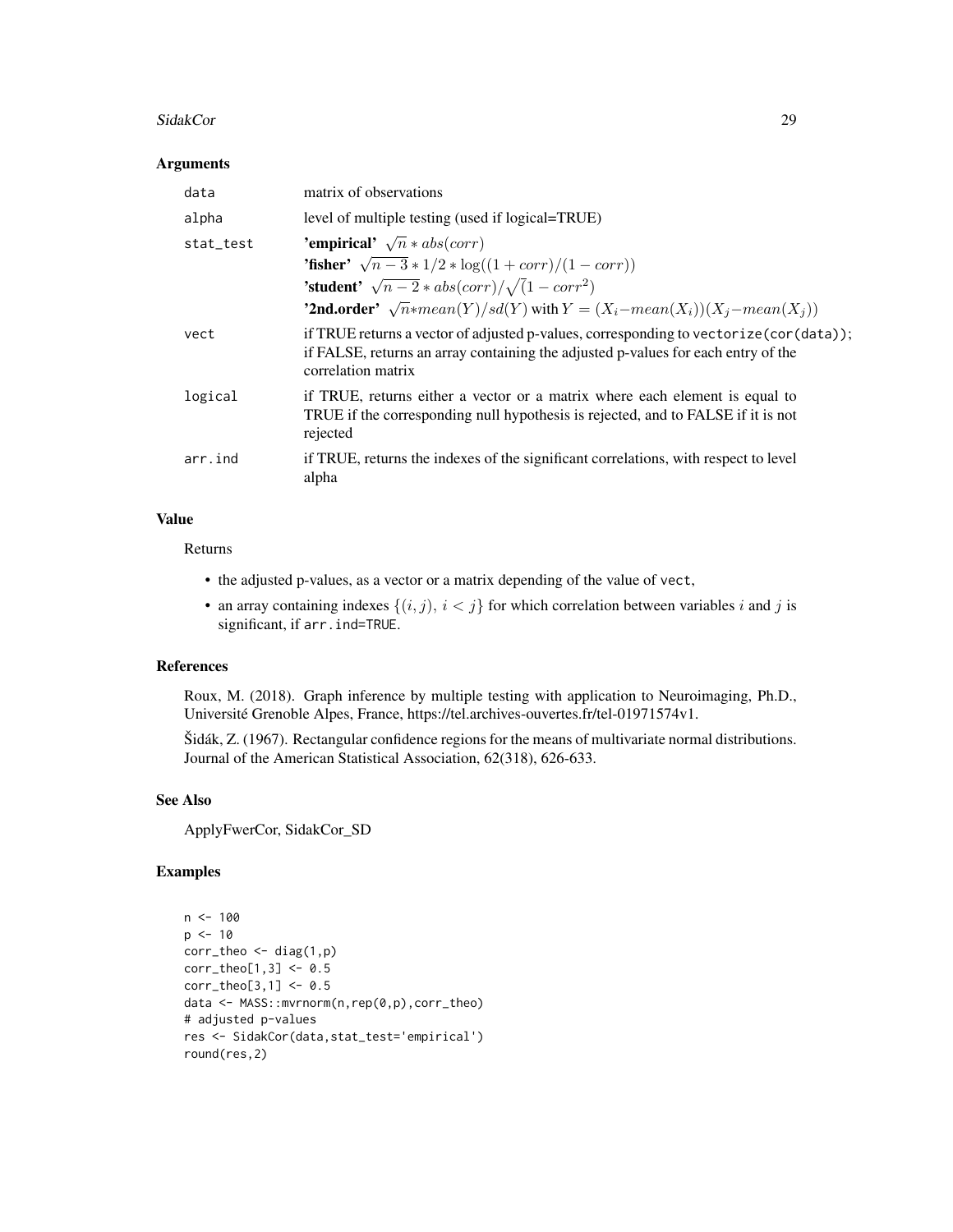### Arguments

| | |
|---|---|
| data | matrix of observations |
| alpha | level of multiple testing (used if logical=TRUE) |
| stat_test | **'empirical'** $\sqrt{n} * abs(corr)$<br>**'fisher'** $\sqrt{n-3} * 1/2 * \log((1+corr)/(1-corr))$<br>**'student'** $\sqrt{n-2} * abs(corr)/\sqrt{(}1-corr^2)$<br>**'2nd.order'** $\sqrt{n} * mean(Y)/sd(Y)$ with $Y = (X_i - mean(X_i))(X_j - mean(X_j))$ |
| vect | if TRUE returns a vector of adjusted p-values, corresponding to `vectorize(cor(data))`; if FALSE, returns an array containing the adjusted p-values for each entry of the correlation matrix |
| logical | if TRUE, returns either a vector or a matrix where each element is equal to TRUE if the corresponding null hypothesis is rejected, and to FALSE if it is not rejected |
| arr.ind | if TRUE, returns the indexes of the significant correlations, with respect to level alpha |

### Value

Returns

- the adjusted p-values, as a vector or a matrix depending of the value of `vect`,
- an array containing indexes $\{(i,j),\ i<j\}$ for which correlation between variables $i$ and $j$ is significant, if `arr.ind=TRUE`.

### References

Roux, M. (2018). Graph inference by multiple testing with application to Neuroimaging, Ph.D., Université Grenoble Alpes, France, https://tel.archives-ouvertes.fr/tel-01971574v1.

Šidák, Z. (1967). Rectangular confidence regions for the means of multivariate normal distributions. Journal of the American Statistical Association, 62(318), 626-633.

### See Also

ApplyFwerCor, SidakCor_SD

### Examples

```
n <- 100
p <- 10
corr_theo <- diag(1,p)
corr_theo[1,3] <- 0.5
corr_theo[3,1] <- 0.5
data <- MASS::mvrnorm(n,rep(0,p),corr_theo)
# adjusted p-values
res <- SidakCor(data,stat_test='empirical')
round(res,2)
```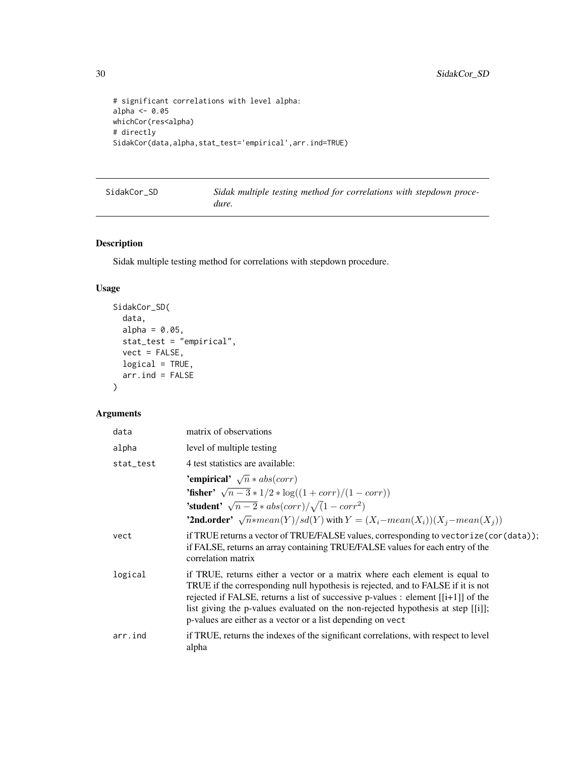```
# significant correlations with level alpha:
alpha <- 0.05
whichCor(res<alpha)
# directly
SidakCor(data,alpha,stat_test='empirical',arr.ind=TRUE)
```

---

## SidakCor_SD — *Sidak multiple testing method for correlations with stepdown procedure.*

---

### Description

Sidak multiple testing method for correlations with stepdown procedure.

### Usage

```
SidakCor_SD(
  data,
  alpha = 0.05,
  stat_test = "empirical",
  vect = FALSE,
  logical = TRUE,
  arr.ind = FALSE
)
```

### Arguments

| | |
|---|---|
| data | matrix of observations |
| alpha | level of multiple testing |
| stat_test | 4 test statistics are available:<br>**'empirical'** $\sqrt{n} * abs(corr)$<br>**'fisher'** $\sqrt{n-3} * 1/2 * \log((1+corr)/(1-corr))$<br>**'student'** $\sqrt{n-2} * abs(corr)/\sqrt{(}1-corr^2)$<br>**'2nd.order'** $\sqrt{n}*mean(Y)/sd(Y)$ with $Y=(X_i-mean(X_i))(X_j-mean(X_j))$ |
| vect | if TRUE returns a vector of TRUE/FALSE values, corresponding to `vectorize(cor(data))`; if FALSE, returns an array containing TRUE/FALSE values for each entry of the correlation matrix |
| logical | if TRUE, returns either a vector or a matrix where each element is equal to TRUE if the corresponding null hypothesis is rejected, and to FALSE if it is not rejected if FALSE, returns a list of successive p-values : element [[i+1]] of the list giving the p-values evaluated on the non-rejected hypothesis at step [[i]]; p-values are either as a vector or a list depending on `vect` |
| arr.ind | if TRUE, returns the indexes of the significant correlations, with respect to level alpha |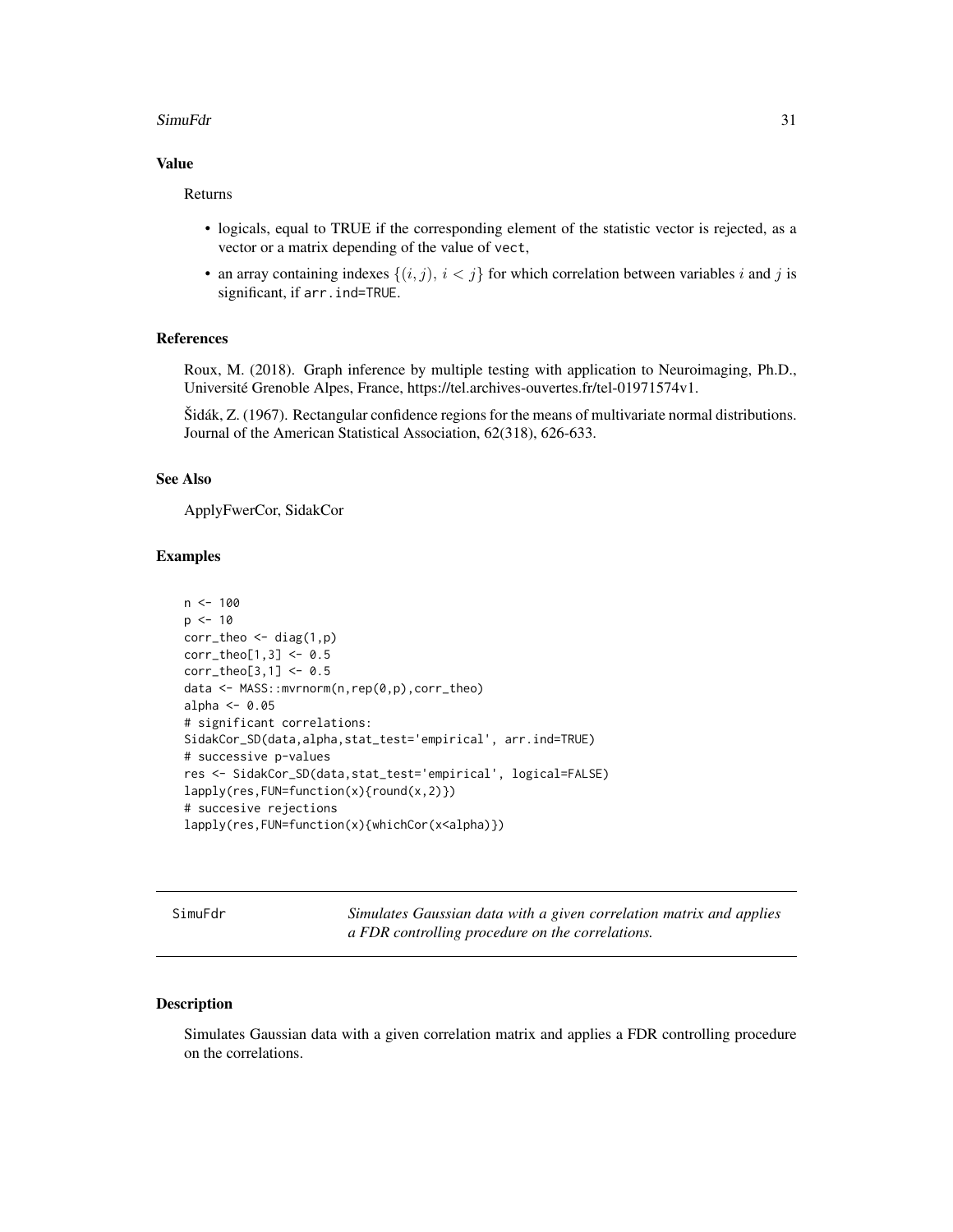### Value

Returns

- logicals, equal to TRUE if the corresponding element of the statistic vector is rejected, as a vector or a matrix depending of the value of `vect`,
- an array containing indexes $\{(i,j),\, i<j\}$ for which correlation between variables $i$ and $j$ is significant, if `arr.ind=TRUE`.

### References

Roux, M. (2018). Graph inference by multiple testing with application to Neuroimaging, Ph.D., Université Grenoble Alpes, France, https://tel.archives-ouvertes.fr/tel-01971574v1.

Šidák, Z. (1967). Rectangular confidence regions for the means of multivariate normal distributions. Journal of the American Statistical Association, 62(318), 626-633.

### See Also

ApplyFwerCor, SidakCor

### Examples

```
n <- 100
p <- 10
corr_theo <- diag(1,p)
corr_theo[1,3] <- 0.5
corr_theo[3,1] <- 0.5
data <- MASS::mvrnorm(n,rep(0,p),corr_theo)
alpha <- 0.05
# significant correlations:
SidakCor_SD(data,alpha,stat_test='empirical', arr.ind=TRUE)
# successive p-values
res <- SidakCor_SD(data,stat_test='empirical', logical=FALSE)
lapply(res,FUN=function(x){round(x,2)})
# succesive rejections
lapply(res,FUN=function(x){whichCor(x<alpha)})
```

---

## SimuFdr — *Simulates Gaussian data with a given correlation matrix and applies a FDR controlling procedure on the correlations.*

### Description

Simulates Gaussian data with a given correlation matrix and applies a FDR controlling procedure on the correlations.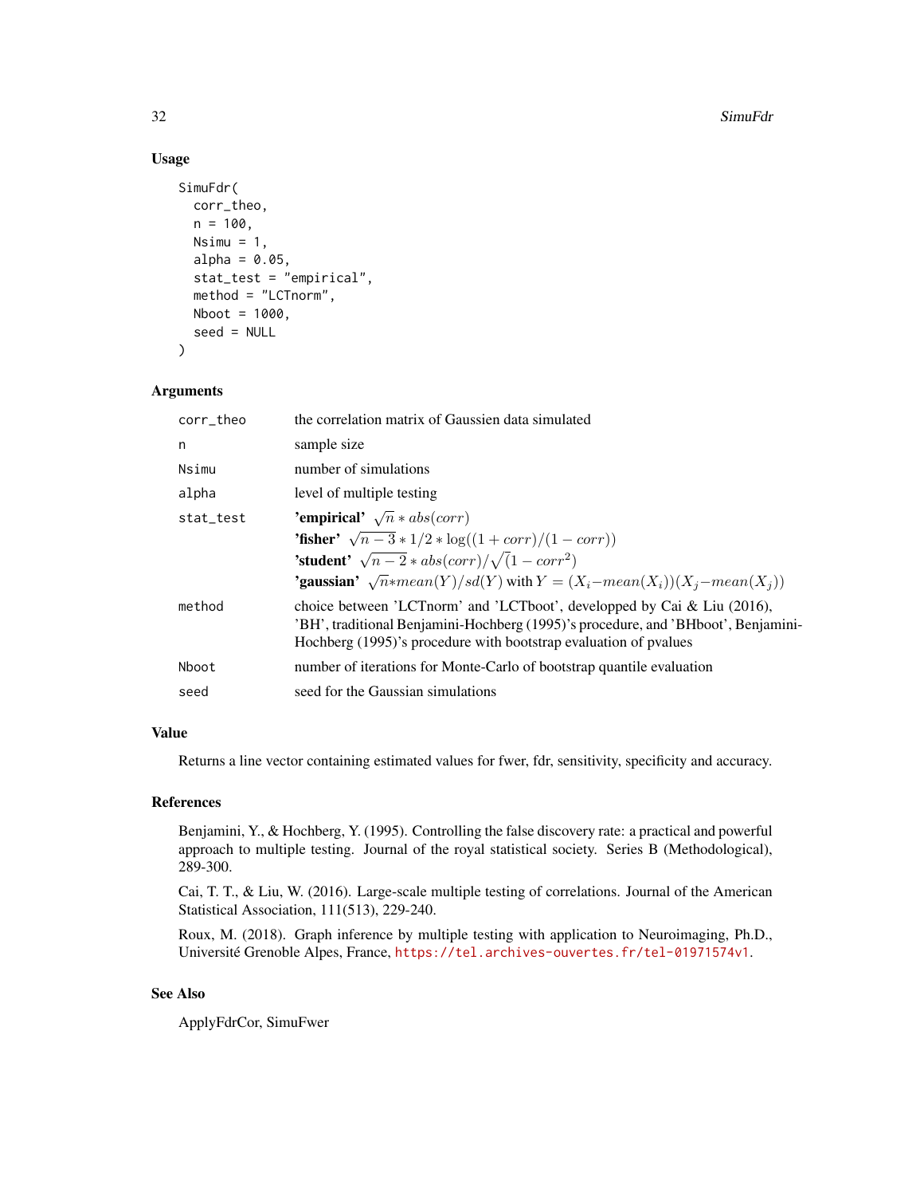### Usage

```
SimuFdr(
  corr_theo,
  n = 100,
  Nsimu = 1,
  alpha = 0.05,
  stat_test = "empirical",
  method = "LCTnorm",
  Nboot = 1000,
  seed = NULL
)
```

### Arguments

| | |
|---|---|
| corr_theo | the correlation matrix of Gaussien data simulated |
| n | sample size |
| Nsimu | number of simulations |
| alpha | level of multiple testing |
| stat_test | **'empirical'** $\sqrt{n} * abs(corr)$ <br> **'fisher'** $\sqrt{n-3} * 1/2 * \log((1+corr)/(1-corr))$ <br> **'student'** $\sqrt{n-2} * abs(corr)/\sqrt{(}1-corr^2)$ <br> **'gaussian'** $\sqrt{n} * mean(Y)/sd(Y)$ with $Y = (X_i - mean(X_i))(X_j - mean(X_j))$ |
| method | choice between 'LCTnorm' and 'LCTboot', developped by Cai & Liu (2016), 'BH', traditional Benjamini-Hochberg (1995)'s procedure, and 'BHboot', Benjamini-Hochberg (1995)'s procedure with bootstrap evaluation of pvalues |
| Nboot | number of iterations for Monte-Carlo of bootstrap quantile evaluation |
| seed | seed for the Gaussian simulations |

### Value

Returns a line vector containing estimated values for fwer, fdr, sensitivity, specificity and accuracy.

### References

Benjamini, Y., & Hochberg, Y. (1995). Controlling the false discovery rate: a practical and powerful approach to multiple testing. Journal of the royal statistical society. Series B (Methodological), 289-300.

Cai, T. T., & Liu, W. (2016). Large-scale multiple testing of correlations. Journal of the American Statistical Association, 111(513), 229-240.

Roux, M. (2018). Graph inference by multiple testing with application to Neuroimaging, Ph.D., Université Grenoble Alpes, France, https://tel.archives-ouvertes.fr/tel-01971574v1.

### See Also

ApplyFdrCor, SimuFwer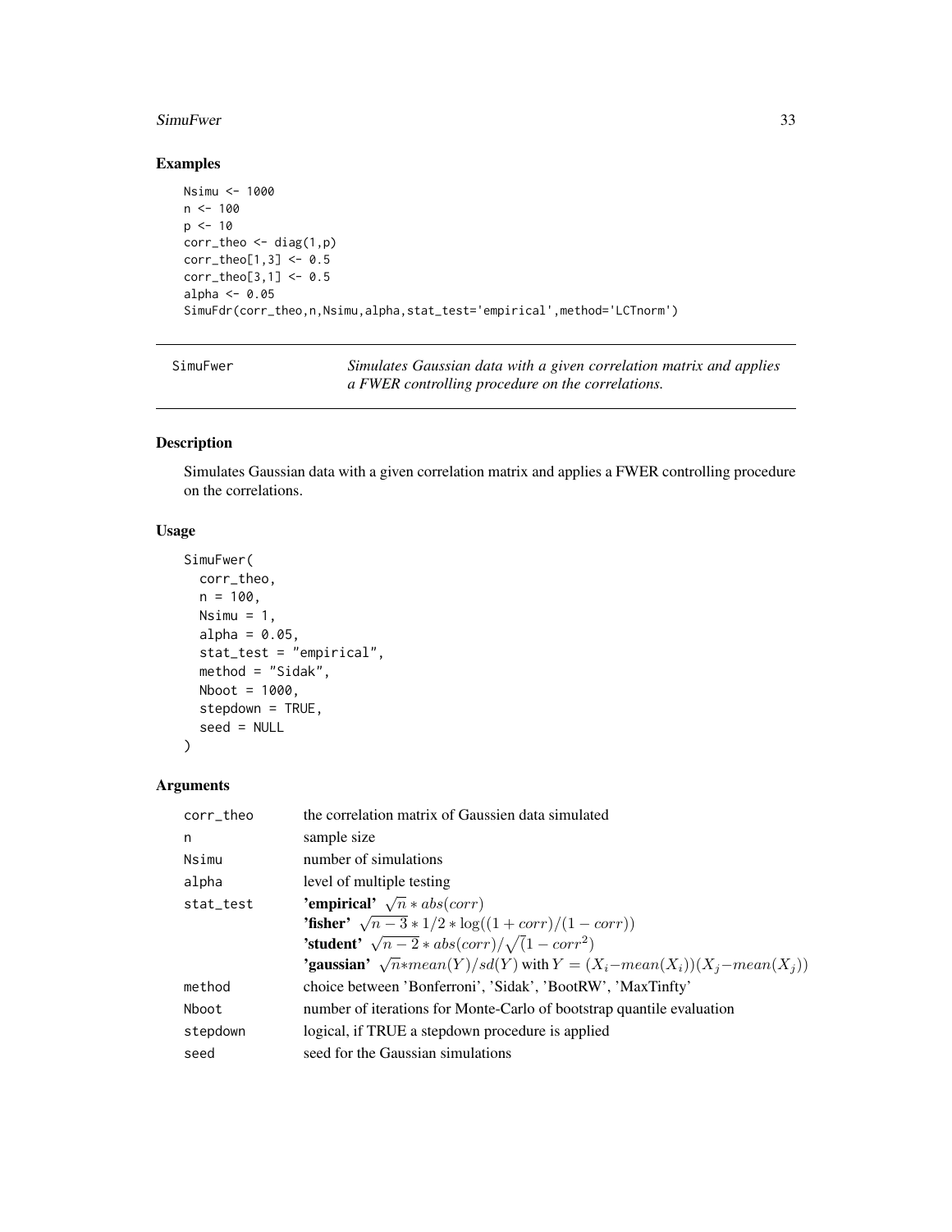## Examples

```
Nsimu <- 1000
n <- 100
p <- 10
corr_theo <- diag(1,p)
corr_theo[1,3] <- 0.5
corr_theo[3,1] <- 0.5
alpha <- 0.05
SimuFdr(corr_theo,n,Nsimu,alpha,stat_test='empirical',method='LCTnorm')
```

---

SimuFwer — *Simulates Gaussian data with a given correlation matrix and applies a FWER controlling procedure on the correlations.*

---

## Description

Simulates Gaussian data with a given correlation matrix and applies a FWER controlling procedure on the correlations.

## Usage

```
SimuFwer(
  corr_theo,
  n = 100,
  Nsimu = 1,
  alpha = 0.05,
  stat_test = "empirical",
  method = "Sidak",
  Nboot = 1000,
  stepdown = TRUE,
  seed = NULL
)
```

## Arguments

| | |
|---|---|
| corr_theo | the correlation matrix of Gaussien data simulated |
| n | sample size |
| Nsimu | number of simulations |
| alpha | level of multiple testing |
| stat_test | **'empirical'** $\sqrt{n} * abs(corr)$<br>**'fisher'** $\sqrt{n-3} * 1/2 * \log((1+corr)/(1-corr))$<br>**'student'** $\sqrt{n-2} * abs(corr)/\sqrt{(}1-corr^2)$<br>**'gaussian'** $\sqrt{n} * mean(Y)/sd(Y)$ with $Y = (X_i - mean(X_i))(X_j - mean(X_j))$ |
| method | choice between 'Bonferroni', 'Sidak', 'BootRW', 'MaxTinfty' |
| Nboot | number of iterations for Monte-Carlo of bootstrap quantile evaluation |
| stepdown | logical, if TRUE a stepdown procedure is applied |
| seed | seed for the Gaussian simulations |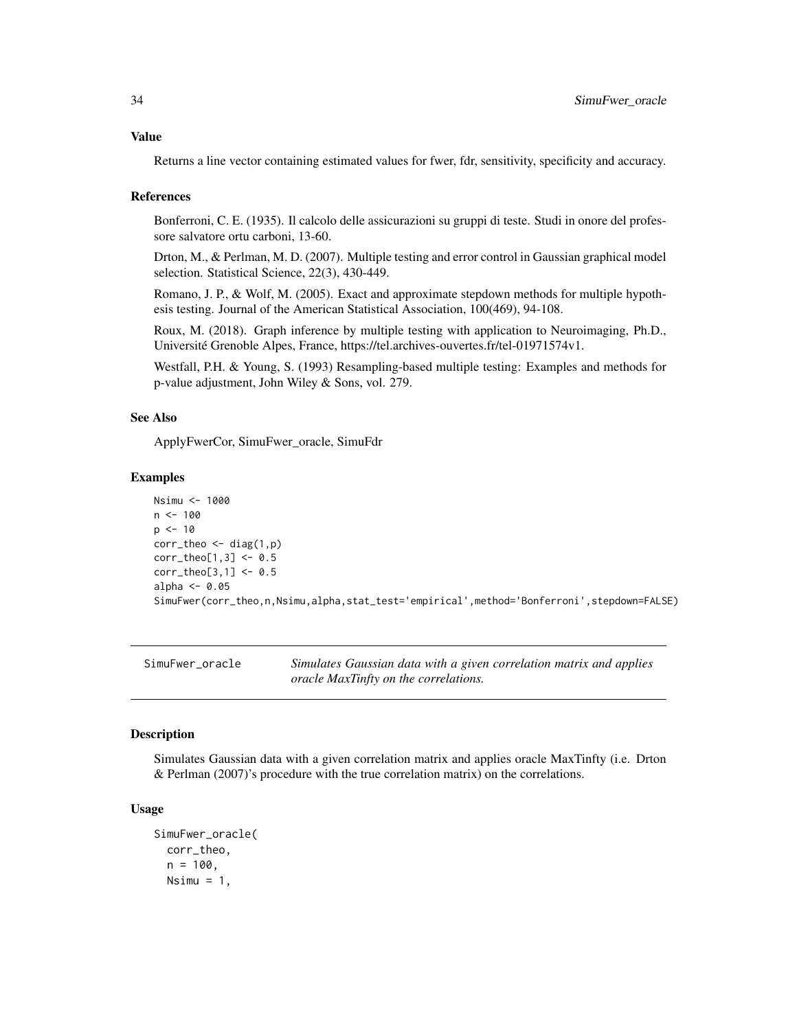### Value

Returns a line vector containing estimated values for fwer, fdr, sensitivity, specificity and accuracy.

### References

Bonferroni, C. E. (1935). Il calcolo delle assicurazioni su gruppi di teste. Studi in onore del professore salvatore ortu carboni, 13-60.

Drton, M., & Perlman, M. D. (2007). Multiple testing and error control in Gaussian graphical model selection. Statistical Science, 22(3), 430-449.

Romano, J. P., & Wolf, M. (2005). Exact and approximate stepdown methods for multiple hypothesis testing. Journal of the American Statistical Association, 100(469), 94-108.

Roux, M. (2018). Graph inference by multiple testing with application to Neuroimaging, Ph.D., Université Grenoble Alpes, France, https://tel.archives-ouvertes.fr/tel-01971574v1.

Westfall, P.H. & Young, S. (1993) Resampling-based multiple testing: Examples and methods for p-value adjustment, John Wiley & Sons, vol. 279.

### See Also

ApplyFwerCor, SimuFwer_oracle, SimuFdr

### Examples

```
Nsimu <- 1000
n <- 100
p <- 10
corr_theo <- diag(1,p)
corr_theo[1,3] <- 0.5
corr_theo[3,1] <- 0.5
alpha <- 0.05
SimuFwer(corr_theo,n,Nsimu,alpha,stat_test='empirical',method='Bonferroni',stepdown=FALSE)
```

---

## SimuFwer_oracle — *Simulates Gaussian data with a given correlation matrix and applies oracle MaxTinfty on the correlations.*

### Description

Simulates Gaussian data with a given correlation matrix and applies oracle MaxTinfty (i.e. Drton & Perlman (2007)'s procedure with the true correlation matrix) on the correlations.

### Usage

```
SimuFwer_oracle(
  corr_theo,
  n = 100,
  Nsimu = 1,
```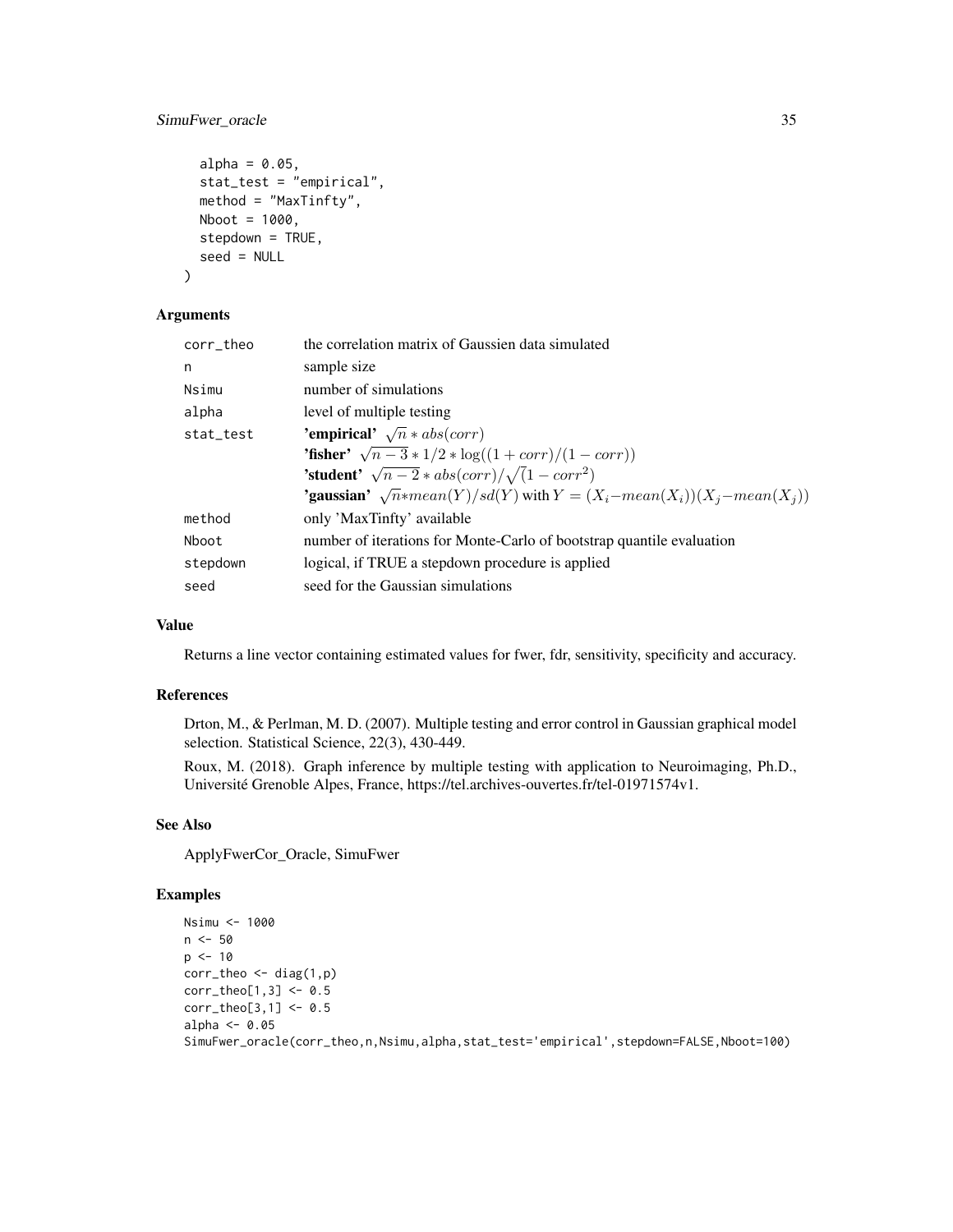```
    alpha = 0.05,
    stat_test = "empirical",
    method = "MaxTinfty",
    Nboot = 1000,
    stepdown = TRUE,
    seed = NULL
)
```

## Arguments

| | |
|---|---|
| corr_theo | the correlation matrix of Gaussien data simulated |
| n | sample size |
| Nsimu | number of simulations |
| alpha | level of multiple testing |
| stat_test | **'empirical'** $\sqrt{n} * abs(corr)$ <br> **'fisher'** $\sqrt{n-3} * 1/2 * \log((1+corr)/(1-corr))$ <br> **'student'** $\sqrt{n-2} * abs(corr)/\sqrt(1-corr^2)$ <br> **'gaussian'** $\sqrt{n} * mean(Y)/sd(Y)$ with $Y = (X_i - mean(X_i))(X_j - mean(X_j))$ |
| method | only 'MaxTinfty' available |
| Nboot | number of iterations for Monte-Carlo of bootstrap quantile evaluation |
| stepdown | logical, if TRUE a stepdown procedure is applied |
| seed | seed for the Gaussian simulations |

## Value

Returns a line vector containing estimated values for fwer, fdr, sensitivity, specificity and accuracy.

## References

Drton, M., & Perlman, M. D. (2007). Multiple testing and error control in Gaussian graphical model selection. Statistical Science, 22(3), 430-449.

Roux, M. (2018). Graph inference by multiple testing with application to Neuroimaging, Ph.D., Université Grenoble Alpes, France, https://tel.archives-ouvertes.fr/tel-01971574v1.

## See Also

ApplyFwerCor_Oracle, SimuFwer

## Examples

```
Nsimu <- 1000
n <- 50
p <- 10
corr_theo <- diag(1,p)
corr_theo[1,3] <- 0.5
corr_theo[3,1] <- 0.5
alpha <- 0.05
SimuFwer_oracle(corr_theo,n,Nsimu,alpha,stat_test='empirical',stepdown=FALSE,Nboot=100)
```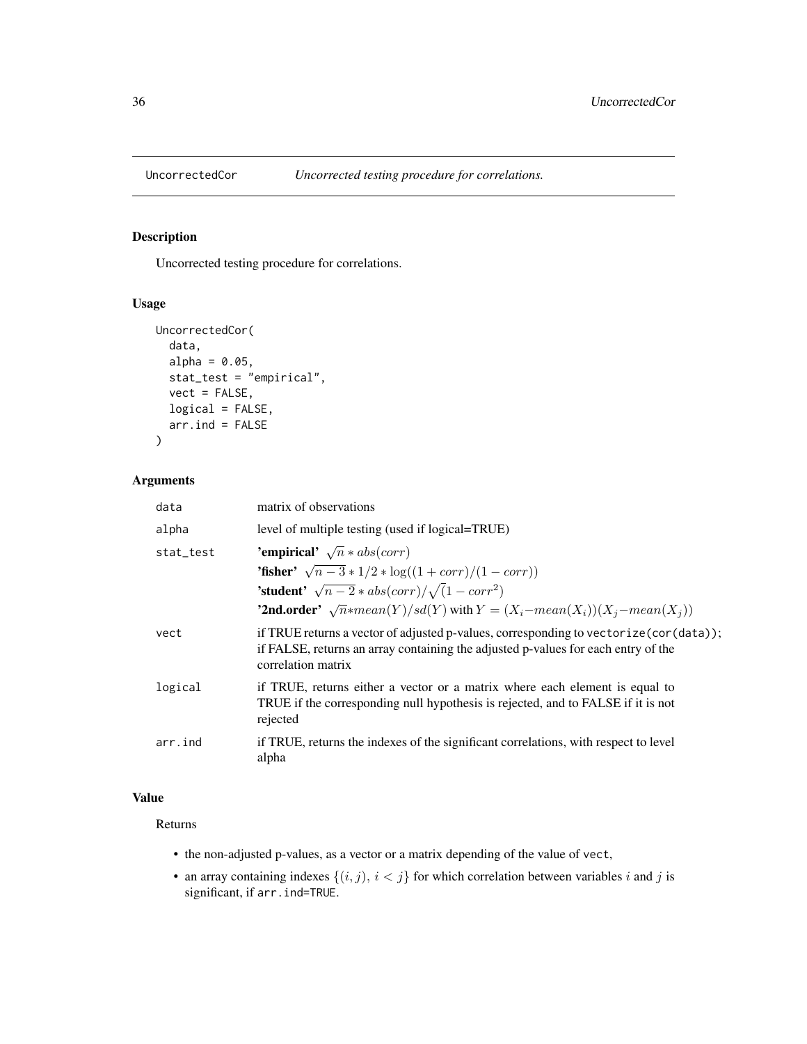## UncorrectedCor *Uncorrected testing procedure for correlations.*

### Description

Uncorrected testing procedure for correlations.

### Usage

```
UncorrectedCor(
  data,
  alpha = 0.05,
  stat_test = "empirical",
  vect = FALSE,
  logical = FALSE,
  arr.ind = FALSE
)
```

### Arguments

| | |
|---|---|
| data | matrix of observations |
| alpha | level of multiple testing (used if logical=TRUE) |
| stat_test | **'empirical'** $\sqrt{n} * abs(corr)$<br>**'fisher'** $\sqrt{n-3} * 1/2 * \log((1+corr)/(1-corr))$<br>**'student'** $\sqrt{n-2} * abs(corr)/\sqrt{(}1-corr^2)$<br>**'2nd.order'** $\sqrt{n} * mean(Y)/sd(Y)$ with $Y = (X_i - mean(X_i))(X_j - mean(X_j))$ |
| vect | if TRUE returns a vector of adjusted p-values, corresponding to `vectorize(cor(data))`; if FALSE, returns an array containing the adjusted p-values for each entry of the correlation matrix |
| logical | if TRUE, returns either a vector or a matrix where each element is equal to TRUE if the corresponding null hypothesis is rejected, and to FALSE if it is not rejected |
| arr.ind | if TRUE, returns the indexes of the significant correlations, with respect to level alpha |

### Value

Returns

- the non-adjusted p-values, as a vector or a matrix depending of the value of `vect`,
- an array containing indexes $\{(i,j),\ i<j\}$ for which correlation between variables $i$ and $j$ is significant, if `arr.ind=TRUE`.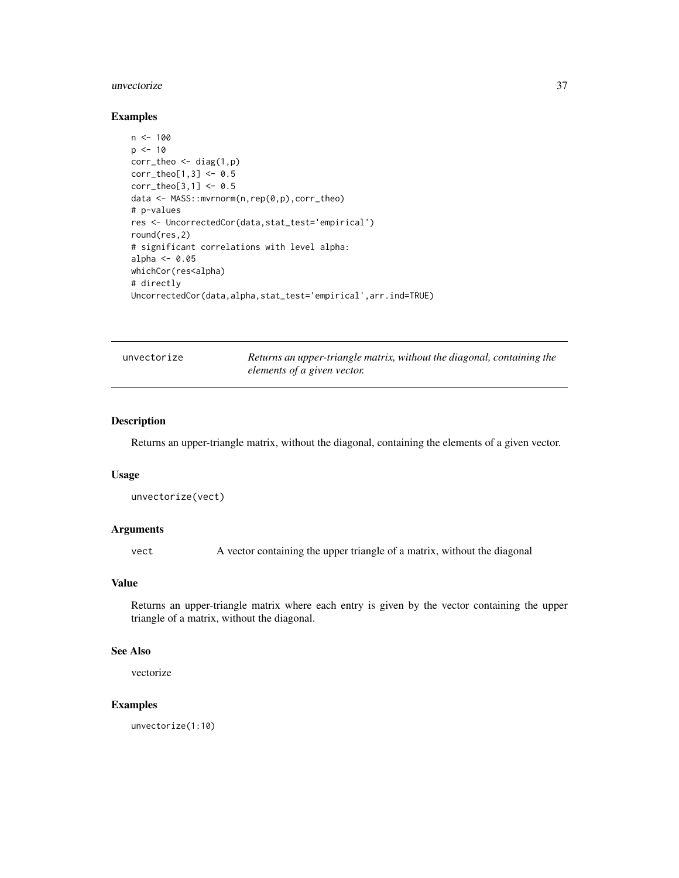### Examples

```
n <- 100
p <- 10
corr_theo <- diag(1,p)
corr_theo[1,3] <- 0.5
corr_theo[3,1] <- 0.5
data <- MASS::mvrnorm(n,rep(0,p),corr_theo)
# p-values
res <- UncorrectedCor(data,stat_test='empirical')
round(res,2)
# significant correlations with level alpha:
alpha <- 0.05
whichCor(res<alpha)
# directly
UncorrectedCor(data,alpha,stat_test='empirical',arr.ind=TRUE)
```

---

## unvectorize — *Returns an upper-triangle matrix, without the diagonal, containing the elements of a given vector.*

---

### Description

Returns an upper-triangle matrix, without the diagonal, containing the elements of a given vector.

### Usage

```
unvectorize(vect)
```

### Arguments

| | |
|---|---|
| vect | A vector containing the upper triangle of a matrix, without the diagonal |

### Value

Returns an upper-triangle matrix where each entry is given by the vector containing the upper triangle of a matrix, without the diagonal.

### See Also

vectorize

### Examples

```
unvectorize(1:10)
```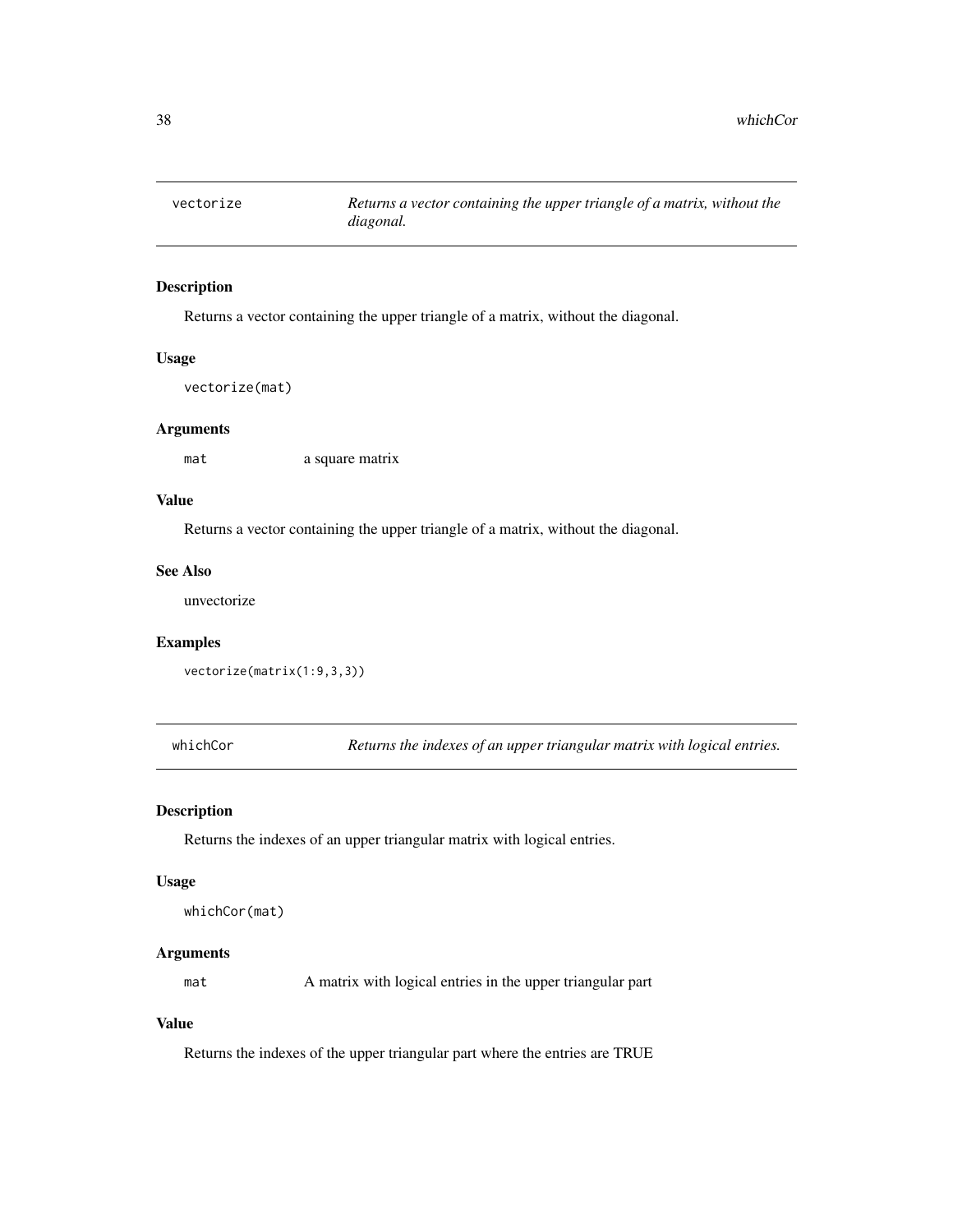## vectorize    *Returns a vector containing the upper triangle of a matrix, without the diagonal.*

### Description

Returns a vector containing the upper triangle of a matrix, without the diagonal.

### Usage

```
vectorize(mat)
```

### Arguments

| | |
|---|---|
| `mat` | a square matrix |

### Value

Returns a vector containing the upper triangle of a matrix, without the diagonal.

### See Also

unvectorize

### Examples

```
vectorize(matrix(1:9,3,3))
```

## whichCor    *Returns the indexes of an upper triangular matrix with logical entries.*

### Description

Returns the indexes of an upper triangular matrix with logical entries.

### Usage

```
whichCor(mat)
```

### Arguments

| | |
|---|---|
| `mat` | A matrix with logical entries in the upper triangular part |

### Value

Returns the indexes of the upper triangular part where the entries are TRUE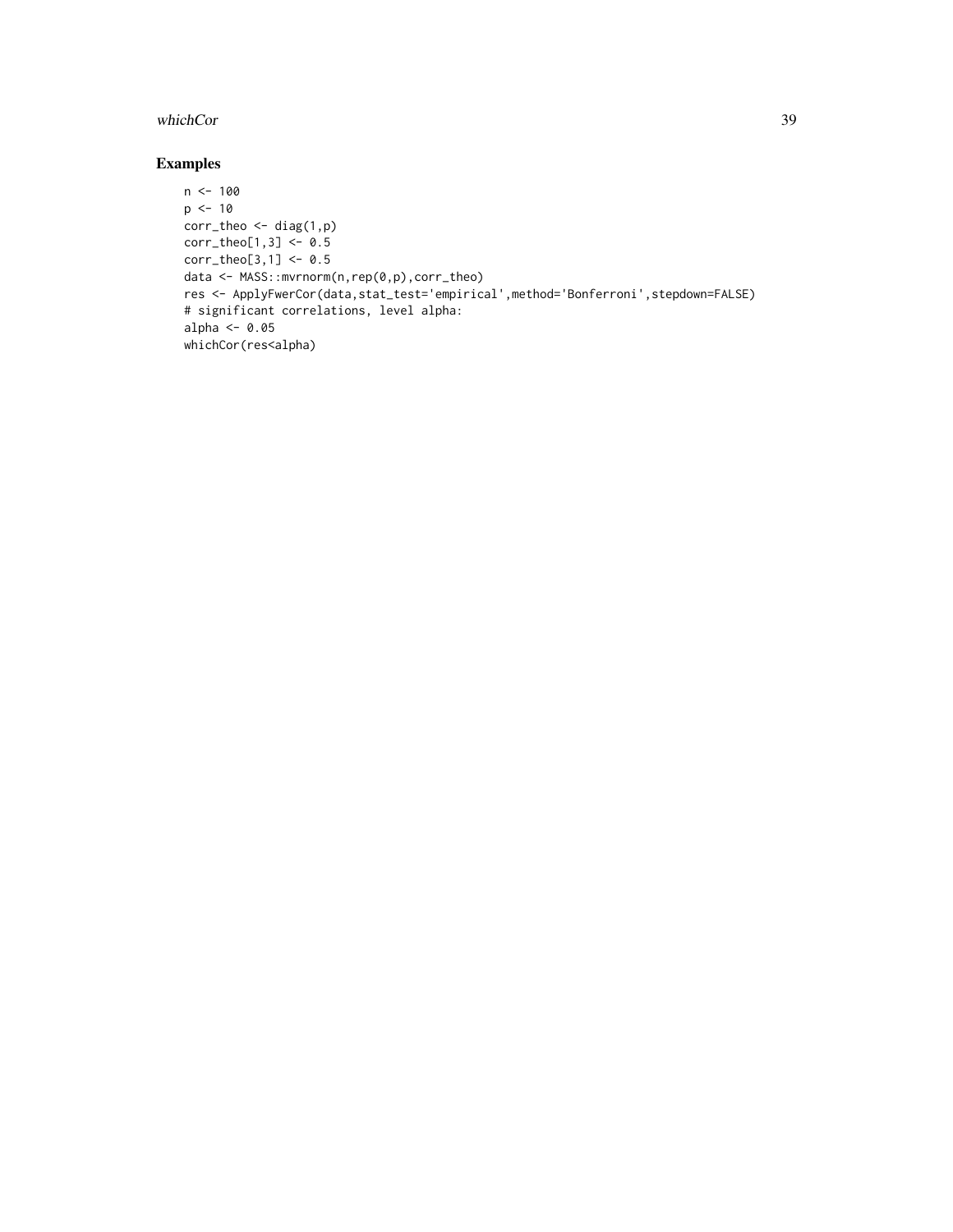## Examples

```
n <- 100
p <- 10
corr_theo <- diag(1,p)
corr_theo[1,3] <- 0.5
corr_theo[3,1] <- 0.5
data <- MASS::mvrnorm(n,rep(0,p),corr_theo)
res <- ApplyFwerCor(data,stat_test='empirical',method='Bonferroni',stepdown=FALSE)
# significant correlations, level alpha:
alpha <- 0.05
whichCor(res<alpha)
```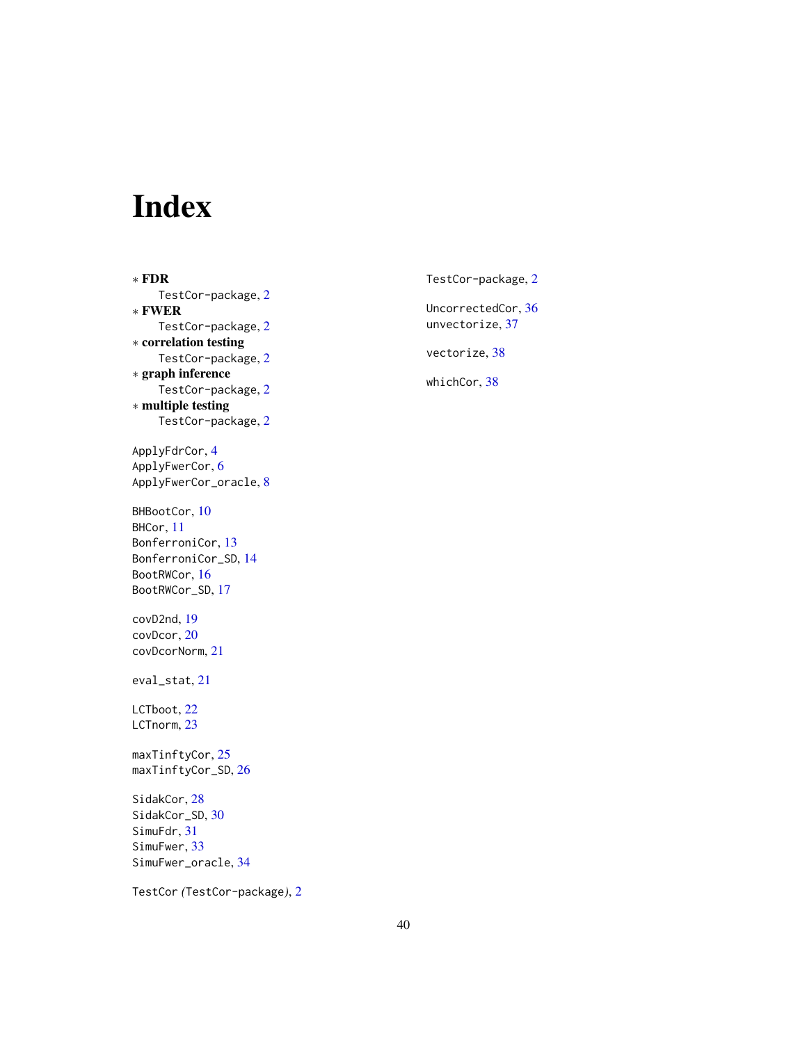# Index

∗ **FDR**
  TestCor-package, 2

∗ **FWER**
  TestCor-package, 2

∗ **correlation testing**
  TestCor-package, 2

∗ **graph inference**
  TestCor-package, 2

∗ **multiple testing**
  TestCor-package, 2

ApplyFdrCor, 4
ApplyFwerCor, 6
ApplyFwerCor_oracle, 8

BHBootCor, 10
BHCor, 11
BonferroniCor, 13
BonferroniCor_SD, 14
BootRWCor, 16
BootRWCor_SD, 17

covD2nd, 19
covDcor, 20
covDcorNorm, 21

eval_stat, 21

LCTboot, 22
LCTnorm, 23

maxTinftyCor, 25
maxTinftyCor_SD, 26

SidakCor, 28
SidakCor_SD, 30
SimuFdr, 31
SimuFwer, 33
SimuFwer_oracle, 34

TestCor *(TestCor-package)*, 2
TestCor-package, 2

UncorrectedCor, 36
unvectorize, 37

vectorize, 38

whichCor, 38